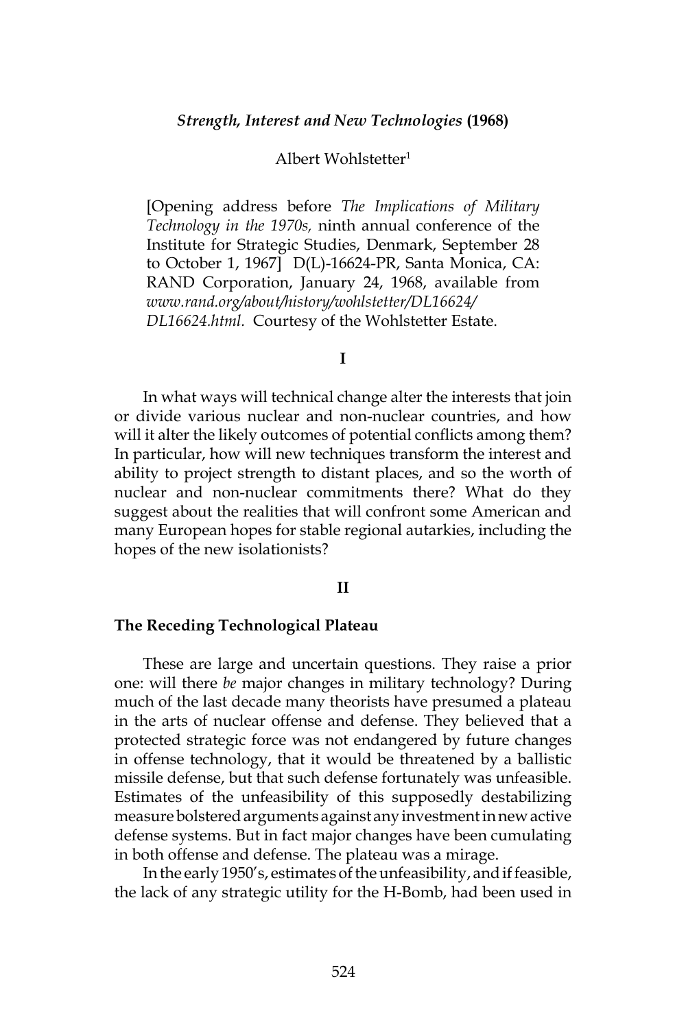# *Strength, Interest and New Technologies* (1968)

Albert Wohlstetter[1]

[Opening address before *The Implications of Military Technology in the 1970s,* ninth annual conference of the Institute for Strategic Studies, Denmark, September 28 to October 1, 1967] D(L)-16624-PR, Santa Monica, CA: RAND Corporation, January 24, 1968, available from *www.rand.org/about/history/wohlstetter/DL16624/DL16624.html.* Courtesy of the Wohlstetter Estate.

## I

In what ways will technical change alter the interests that join or divide various nuclear and non-nuclear countries, and how will it alter the likely outcomes of potential conflicts among them? In particular, how will new techniques transform the interest and ability to project strength to distant places, and so the worth of nuclear and non-nuclear commitments there? What do they suggest about the realities that will confront some American and many European hopes for stable regional autarkies, including the hopes of the new isolationists?

## II

### The Receding Technological Plateau

These are large and uncertain questions. They raise a prior one: will there *be* major changes in military technology? During much of the last decade many theorists have presumed a plateau in the arts of nuclear offense and defense. They believed that a protected strategic force was not endangered by future changes in offense technology, that it would be threatened by a ballistic missile defense, but that such defense fortunately was unfeasible. Estimates of the unfeasibility of this supposedly destabilizing measure bolstered arguments against any investment in new active defense systems. But in fact major changes have been cumulating in both offense and defense. The plateau was a mirage.

In the early 1950's, estimates of the unfeasibility, and if feasible, the lack of any strategic utility for the H-Bomb, had been used in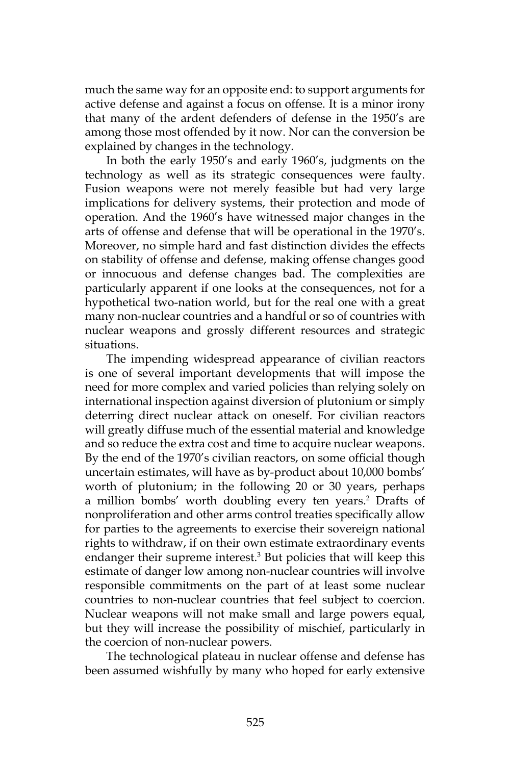much the same way for an opposite end: to support arguments for active defense and against a focus on offense. It is a minor irony that many of the ardent defenders of defense in the 1950's are among those most offended by it now. Nor can the conversion be explained by changes in the technology.

In both the early 1950's and early 1960's, judgments on the technology as well as its strategic consequences were faulty. Fusion weapons were not merely feasible but had very large implications for delivery systems, their protection and mode of operation. And the 1960's have witnessed major changes in the arts of offense and defense that will be operational in the 1970's. Moreover, no simple hard and fast distinction divides the effects on stability of offense and defense, making offense changes good or innocuous and defense changes bad. The complexities are particularly apparent if one looks at the consequences, not for a hypothetical two-nation world, but for the real one with a great many non-nuclear countries and a handful or so of countries with nuclear weapons and grossly different resources and strategic situations.

The impending widespread appearance of civilian reactors is one of several important developments that will impose the need for more complex and varied policies than relying solely on international inspection against diversion of plutonium or simply deterring direct nuclear attack on oneself. For civilian reactors will greatly diffuse much of the essential material and knowledge and so reduce the extra cost and time to acquire nuclear weapons. By the end of the 1970's civilian reactors, on some official though uncertain estimates, will have as by-product about 10,000 bombs' worth of plutonium; in the following 20 or 30 years, perhaps a million bombs' worth doubling every ten years.[2] Drafts of nonproliferation and other arms control treaties specifically allow for parties to the agreements to exercise their sovereign national rights to withdraw, if on their own estimate extraordinary events endanger their supreme interest.[3] But policies that will keep this estimate of danger low among non-nuclear countries will involve responsible commitments on the part of at least some nuclear countries to non-nuclear countries that feel subject to coercion. Nuclear weapons will not make small and large powers equal, but they will increase the possibility of mischief, particularly in the coercion of non-nuclear powers.

The technological plateau in nuclear offense and defense has been assumed wishfully by many who hoped for early extensive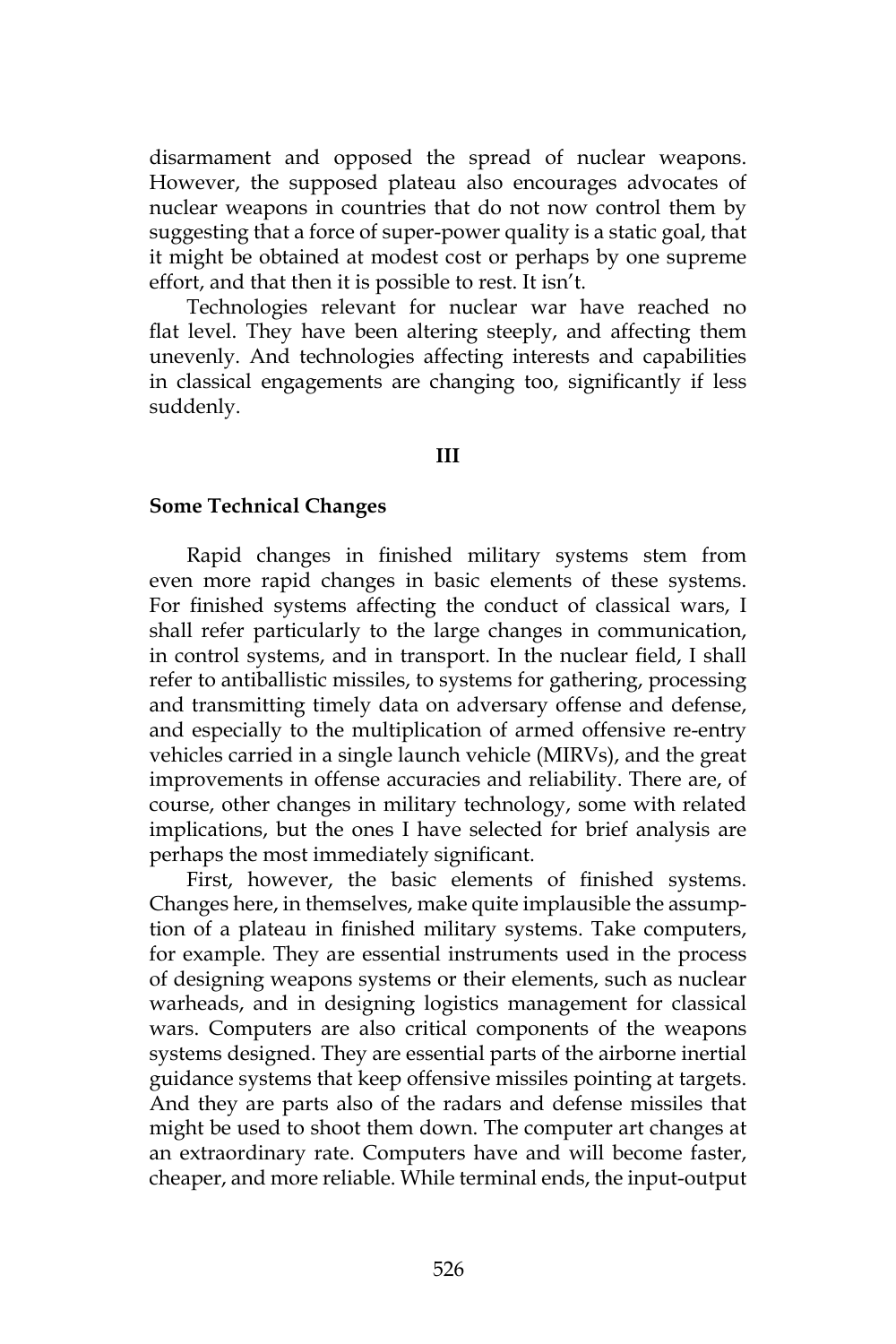disarmament and opposed the spread of nuclear weapons. However, the supposed plateau also encourages advocates of nuclear weapons in countries that do not now control them by suggesting that a force of super-power quality is a static goal, that it might be obtained at modest cost or perhaps by one supreme effort, and that then it is possible to rest. It isn't.

Technologies relevant for nuclear war have reached no flat level. They have been altering steeply, and affecting them unevenly. And technologies affecting interests and capabilities in classical engagements are changing too, significantly if less suddenly.

## III

### Some Technical Changes

Rapid changes in finished military systems stem from even more rapid changes in basic elements of these systems. For finished systems affecting the conduct of classical wars, I shall refer particularly to the large changes in communication, in control systems, and in transport. In the nuclear field, I shall refer to antiballistic missiles, to systems for gathering, processing and transmitting timely data on adversary offense and defense, and especially to the multiplication of armed offensive re-entry vehicles carried in a single launch vehicle (MIRVs), and the great improvements in offense accuracies and reliability. There are, of course, other changes in military technology, some with related implications, but the ones I have selected for brief analysis are perhaps the most immediately significant.

First, however, the basic elements of finished systems. Changes here, in themselves, make quite implausible the assumption of a plateau in finished military systems. Take computers, for example. They are essential instruments used in the process of designing weapons systems or their elements, such as nuclear warheads, and in designing logistics management for classical wars. Computers are also critical components of the weapons systems designed. They are essential parts of the airborne inertial guidance systems that keep offensive missiles pointing at targets. And they are parts also of the radars and defense missiles that might be used to shoot them down. The computer art changes at an extraordinary rate. Computers have and will become faster, cheaper, and more reliable. While terminal ends, the input-output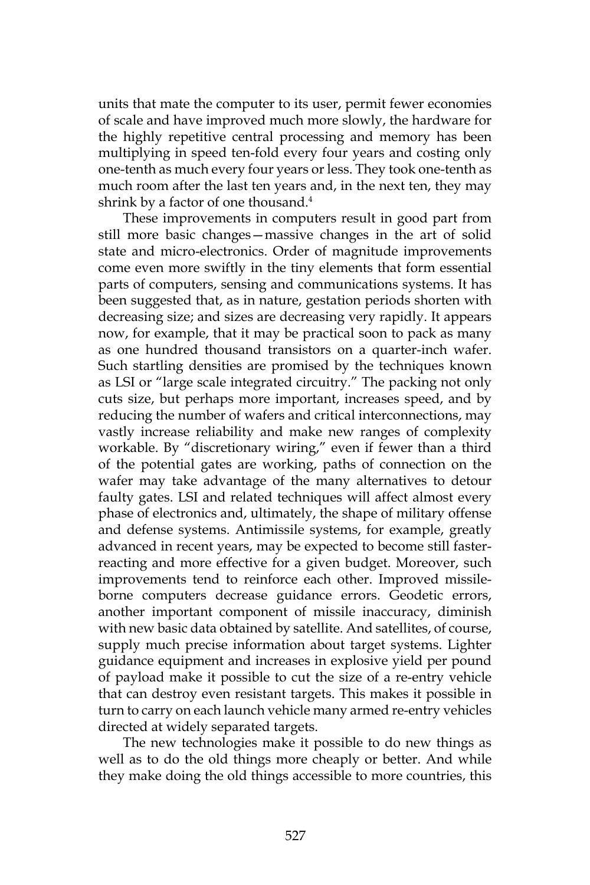units that mate the computer to its user, permit fewer economies of scale and have improved much more slowly, the hardware for the highly repetitive central processing and memory has been multiplying in speed ten-fold every four years and costing only one-tenth as much every four years or less. They took one-tenth as much room after the last ten years and, in the next ten, they may shrink by a factor of one thousand.[4]

These improvements in computers result in good part from still more basic changes—massive changes in the art of solid state and micro-electronics. Order of magnitude improvements come even more swiftly in the tiny elements that form essential parts of computers, sensing and communications systems. It has been suggested that, as in nature, gestation periods shorten with decreasing size; and sizes are decreasing very rapidly. It appears now, for example, that it may be practical soon to pack as many as one hundred thousand transistors on a quarter-inch wafer. Such startling densities are promised by the techniques known as LSI or "large scale integrated circuitry." The packing not only cuts size, but perhaps more important, increases speed, and by reducing the number of wafers and critical interconnections, may vastly increase reliability and make new ranges of complexity workable. By "discretionary wiring," even if fewer than a third of the potential gates are working, paths of connection on the wafer may take advantage of the many alternatives to detour faulty gates. LSI and related techniques will affect almost every phase of electronics and, ultimately, the shape of military offense and defense systems. Antimissile systems, for example, greatly advanced in recent years, may be expected to become still faster-reacting and more effective for a given budget. Moreover, such improvements tend to reinforce each other. Improved missile-borne computers decrease guidance errors. Geodetic errors, another important component of missile inaccuracy, diminish with new basic data obtained by satellite. And satellites, of course, supply much precise information about target systems. Lighter guidance equipment and increases in explosive yield per pound of payload make it possible to cut the size of a re-entry vehicle that can destroy even resistant targets. This makes it possible in turn to carry on each launch vehicle many armed re-entry vehicles directed at widely separated targets.

The new technologies make it possible to do new things as well as to do the old things more cheaply or better. And while they make doing the old things accessible to more countries, this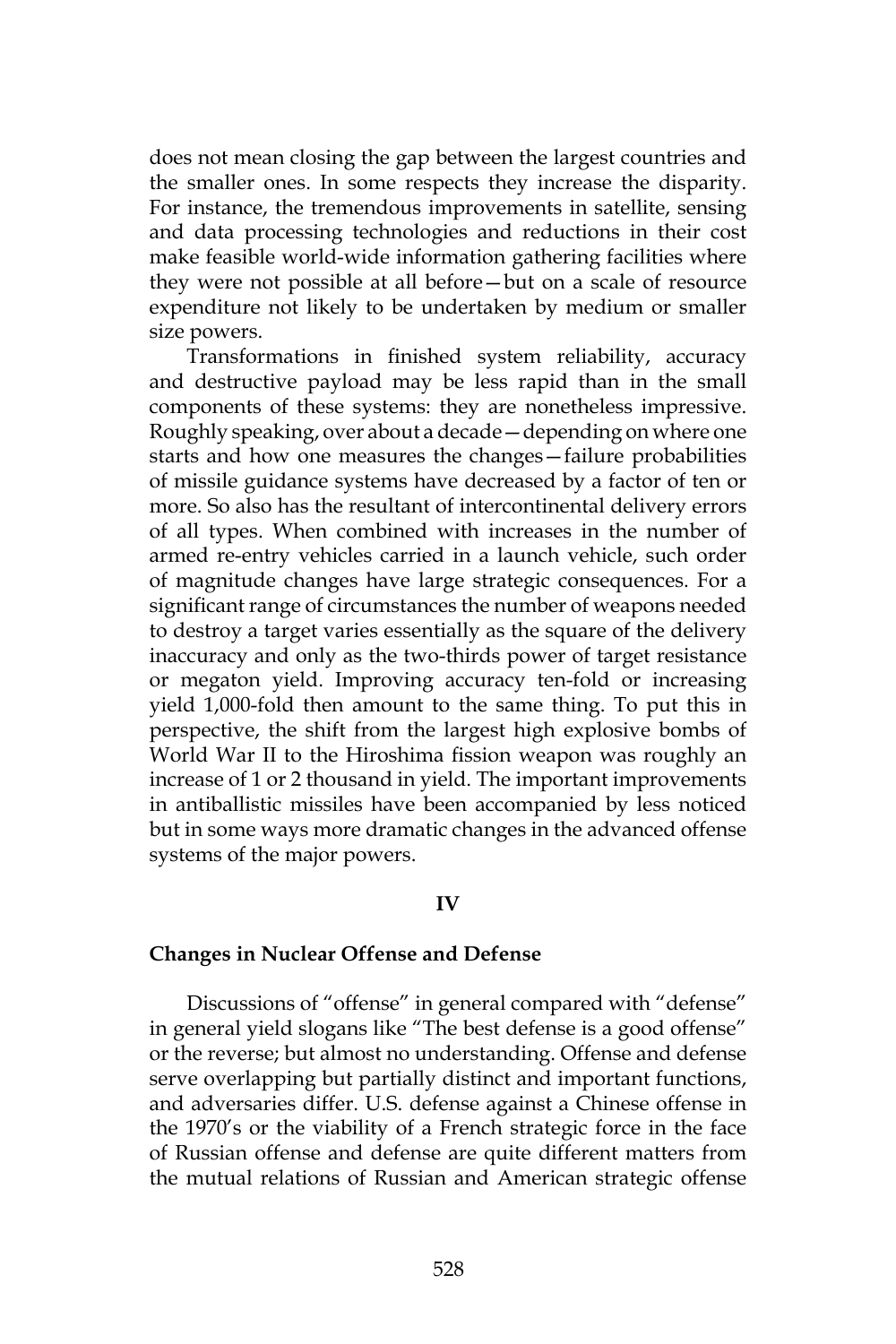does not mean closing the gap between the largest countries and the smaller ones. In some respects they increase the disparity. For instance, the tremendous improvements in satellite, sensing and data processing technologies and reductions in their cost make feasible world-wide information gathering facilities where they were not possible at all before—but on a scale of resource expenditure not likely to be undertaken by medium or smaller size powers.

Transformations in finished system reliability, accuracy and destructive payload may be less rapid than in the small components of these systems: they are nonetheless impressive. Roughly speaking, over about a decade—depending on where one starts and how one measures the changes—failure probabilities of missile guidance systems have decreased by a factor of ten or more. So also has the resultant of intercontinental delivery errors of all types. When combined with increases in the number of armed re-entry vehicles carried in a launch vehicle, such order of magnitude changes have large strategic consequences. For a significant range of circumstances the number of weapons needed to destroy a target varies essentially as the square of the delivery inaccuracy and only as the two-thirds power of target resistance or megaton yield. Improving accuracy ten-fold or increasing yield 1,000-fold then amount to the same thing. To put this in perspective, the shift from the largest high explosive bombs of World War II to the Hiroshima fission weapon was roughly an increase of 1 or 2 thousand in yield. The important improvements in antiballistic missiles have been accompanied by less noticed but in some ways more dramatic changes in the advanced offense systems of the major powers.

## IV

### Changes in Nuclear Offense and Defense

Discussions of "offense" in general compared with "defense" in general yield slogans like "The best defense is a good offense" or the reverse; but almost no understanding. Offense and defense serve overlapping but partially distinct and important functions, and adversaries differ. U.S. defense against a Chinese offense in the 1970's or the viability of a French strategic force in the face of Russian offense and defense are quite different matters from the mutual relations of Russian and American strategic offense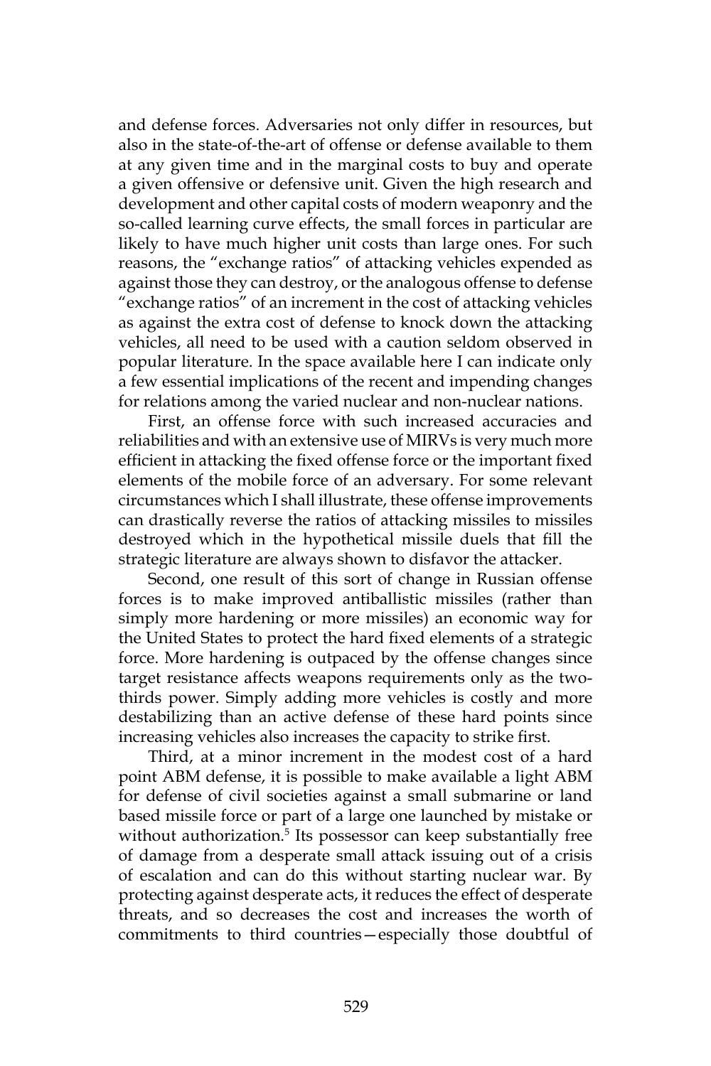and defense forces. Adversaries not only differ in resources, but also in the state-of-the-art of offense or defense available to them at any given time and in the marginal costs to buy and operate a given offensive or defensive unit. Given the high research and development and other capital costs of modern weaponry and the so-called learning curve effects, the small forces in particular are likely to have much higher unit costs than large ones. For such reasons, the "exchange ratios" of attacking vehicles expended as against those they can destroy, or the analogous offense to defense "exchange ratios" of an increment in the cost of attacking vehicles as against the extra cost of defense to knock down the attacking vehicles, all need to be used with a caution seldom observed in popular literature. In the space available here I can indicate only a few essential implications of the recent and impending changes for relations among the varied nuclear and non-nuclear nations.

First, an offense force with such increased accuracies and reliabilities and with an extensive use of MIRVs is very much more efficient in attacking the fixed offense force or the important fixed elements of the mobile force of an adversary. For some relevant circumstances which I shall illustrate, these offense improvements can drastically reverse the ratios of attacking missiles to missiles destroyed which in the hypothetical missile duels that fill the strategic literature are always shown to disfavor the attacker.

Second, one result of this sort of change in Russian offense forces is to make improved antiballistic missiles (rather than simply more hardening or more missiles) an economic way for the United States to protect the hard fixed elements of a strategic force. More hardening is outpaced by the offense changes since target resistance affects weapons requirements only as the two-thirds power. Simply adding more vehicles is costly and more destabilizing than an active defense of these hard points since increasing vehicles also increases the capacity to strike first.

Third, at a minor increment in the modest cost of a hard point ABM defense, it is possible to make available a light ABM for defense of civil societies against a small submarine or land based missile force or part of a large one launched by mistake or without authorization.[5] Its possessor can keep substantially free of damage from a desperate small attack issuing out of a crisis of escalation and can do this without starting nuclear war. By protecting against desperate acts, it reduces the effect of desperate threats, and so decreases the cost and increases the worth of commitments to third countries—especially those doubtful of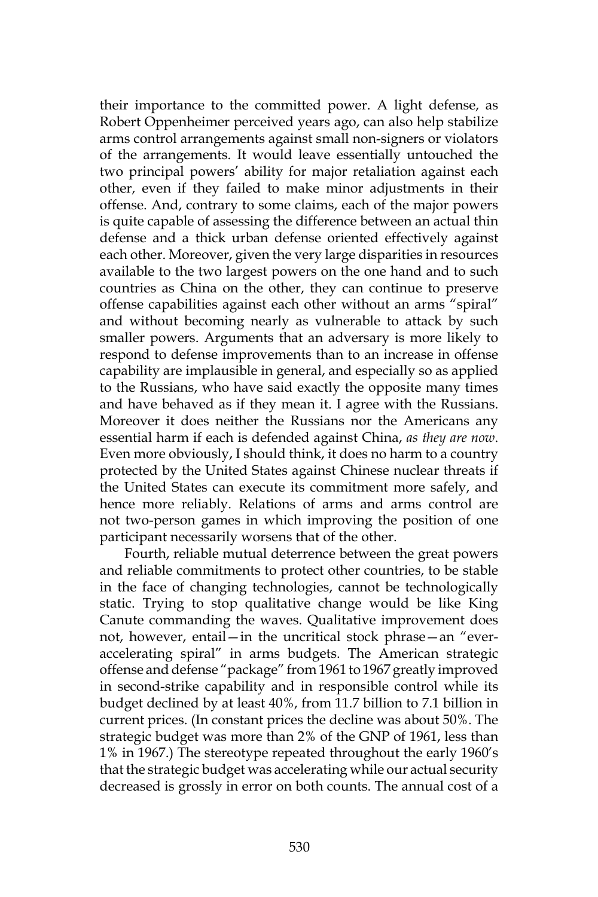their importance to the committed power. A light defense, as Robert Oppenheimer perceived years ago, can also help stabilize arms control arrangements against small non-signers or violators of the arrangements. It would leave essentially untouched the two principal powers' ability for major retaliation against each other, even if they failed to make minor adjustments in their offense. And, contrary to some claims, each of the major powers is quite capable of assessing the difference between an actual thin defense and a thick urban defense oriented effectively against each other. Moreover, given the very large disparities in resources available to the two largest powers on the one hand and to such countries as China on the other, they can continue to preserve offense capabilities against each other without an arms "spiral" and without becoming nearly as vulnerable to attack by such smaller powers. Arguments that an adversary is more likely to respond to defense improvements than to an increase in offense capability are implausible in general, and especially so as applied to the Russians, who have said exactly the opposite many times and have behaved as if they mean it. I agree with the Russians. Moreover it does neither the Russians nor the Americans any essential harm if each is defended against China, *as they are now*. Even more obviously, I should think, it does no harm to a country protected by the United States against Chinese nuclear threats if the United States can execute its commitment more safely, and hence more reliably. Relations of arms and arms control are not two-person games in which improving the position of one participant necessarily worsens that of the other.

Fourth, reliable mutual deterrence between the great powers and reliable commitments to protect other countries, to be stable in the face of changing technologies, cannot be technologically static. Trying to stop qualitative change would be like King Canute commanding the waves. Qualitative improvement does not, however, entail—in the uncritical stock phrase—an "ever-accelerating spiral" in arms budgets. The American strategic offense and defense "package" from 1961 to 1967 greatly improved in second-strike capability and in responsible control while its budget declined by at least 40%, from 11.7 billion to 7.1 billion in current prices. (In constant prices the decline was about 50%. The strategic budget was more than 2% of the GNP of 1961, less than 1% in 1967.) The stereotype repeated throughout the early 1960's that the strategic budget was accelerating while our actual security decreased is grossly in error on both counts. The annual cost of a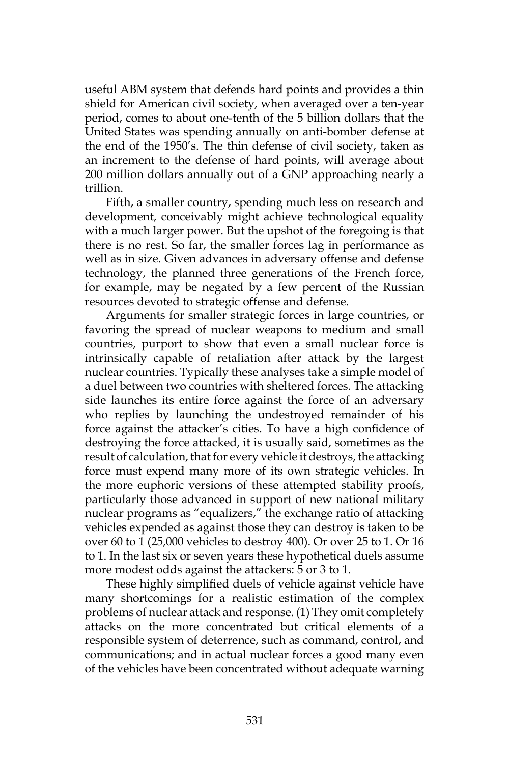useful ABM system that defends hard points and provides a thin shield for American civil society, when averaged over a ten-year period, comes to about one-tenth of the 5 billion dollars that the United States was spending annually on anti-bomber defense at the end of the 1950's. The thin defense of civil society, taken as an increment to the defense of hard points, will average about 200 million dollars annually out of a GNP approaching nearly a trillion.

Fifth, a smaller country, spending much less on research and development, conceivably might achieve technological equality with a much larger power. But the upshot of the foregoing is that there is no rest. So far, the smaller forces lag in performance as well as in size. Given advances in adversary offense and defense technology, the planned three generations of the French force, for example, may be negated by a few percent of the Russian resources devoted to strategic offense and defense.

Arguments for smaller strategic forces in large countries, or favoring the spread of nuclear weapons to medium and small countries, purport to show that even a small nuclear force is intrinsically capable of retaliation after attack by the largest nuclear countries. Typically these analyses take a simple model of a duel between two countries with sheltered forces. The attacking side launches its entire force against the force of an adversary who replies by launching the undestroyed remainder of his force against the attacker's cities. To have a high confidence of destroying the force attacked, it is usually said, sometimes as the result of calculation, that for every vehicle it destroys, the attacking force must expend many more of its own strategic vehicles. In the more euphoric versions of these attempted stability proofs, particularly those advanced in support of new national military nuclear programs as "equalizers," the exchange ratio of attacking vehicles expended as against those they can destroy is taken to be over 60 to 1 (25,000 vehicles to destroy 400). Or over 25 to 1. Or 16 to 1. In the last six or seven years these hypothetical duels assume more modest odds against the attackers: 5 or 3 to 1.

These highly simplified duels of vehicle against vehicle have many shortcomings for a realistic estimation of the complex problems of nuclear attack and response. (1) They omit completely attacks on the more concentrated but critical elements of a responsible system of deterrence, such as command, control, and communications; and in actual nuclear forces a good many even of the vehicles have been concentrated without adequate warning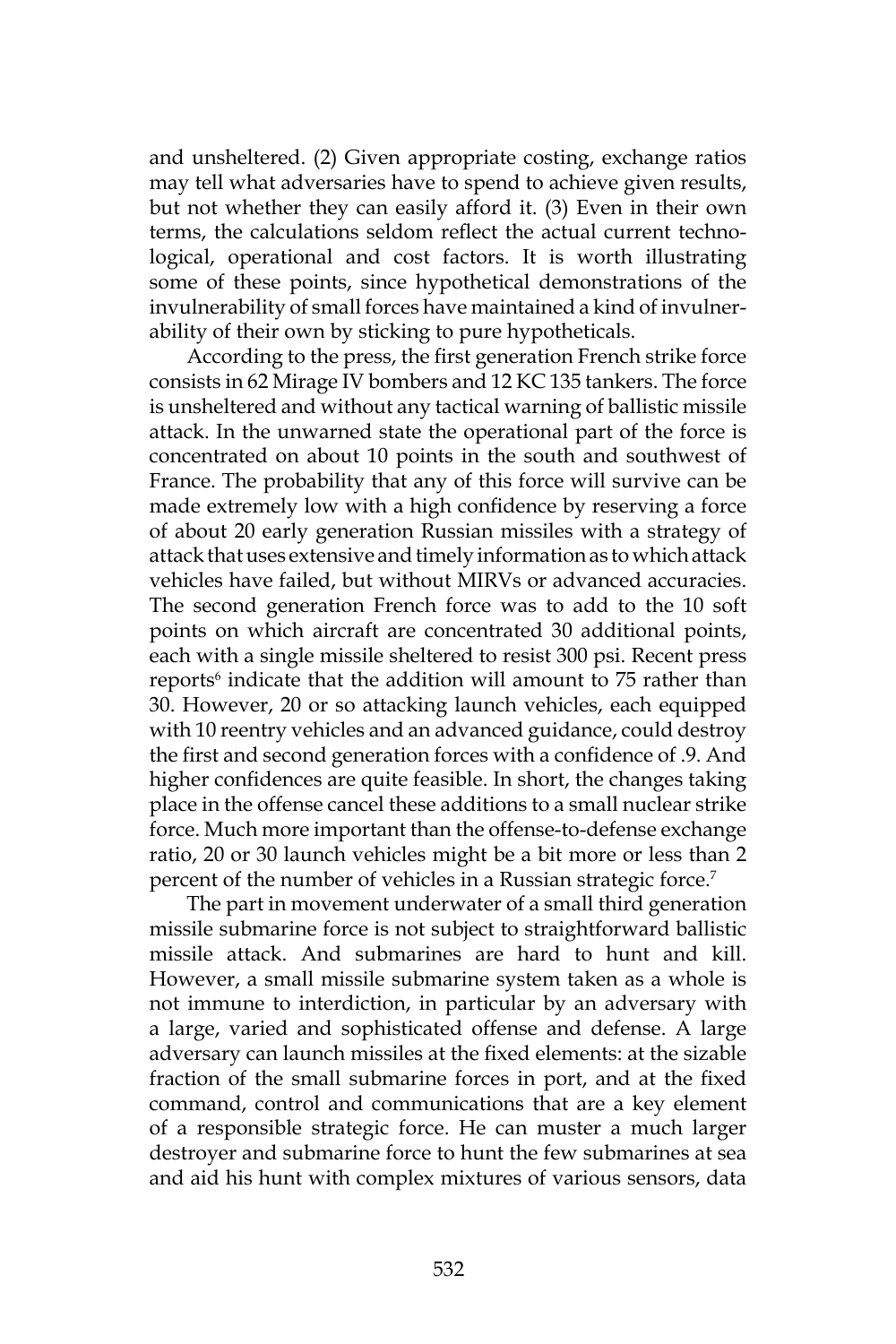and unsheltered. (2) Given appropriate costing, exchange ratios may tell what adversaries have to spend to achieve given results, but not whether they can easily afford it. (3) Even in their own terms, the calculations seldom reflect the actual current technological, operational and cost factors. It is worth illustrating some of these points, since hypothetical demonstrations of the invulnerability of small forces have maintained a kind of invulnerability of their own by sticking to pure hypotheticals.

According to the press, the first generation French strike force consists in 62 Mirage IV bombers and 12 KC 135 tankers. The force is unsheltered and without any tactical warning of ballistic missile attack. In the unwarned state the operational part of the force is concentrated on about 10 points in the south and southwest of France. The probability that any of this force will survive can be made extremely low with a high confidence by reserving a force of about 20 early generation Russian missiles with a strategy of attack that uses extensive and timely information as to which attack vehicles have failed, but without MIRVs or advanced accuracies. The second generation French force was to add to the 10 soft points on which aircraft are concentrated 30 additional points, each with a single missile sheltered to resist 300 psi. Recent press reports[6] indicate that the addition will amount to 75 rather than 30. However, 20 or so attacking launch vehicles, each equipped with 10 reentry vehicles and an advanced guidance, could destroy the first and second generation forces with a confidence of .9. And higher confidences are quite feasible. In short, the changes taking place in the offense cancel these additions to a small nuclear strike force. Much more important than the offense-to-defense exchange ratio, 20 or 30 launch vehicles might be a bit more or less than 2 percent of the number of vehicles in a Russian strategic force.[7]

The part in movement underwater of a small third generation missile submarine force is not subject to straightforward ballistic missile attack. And submarines are hard to hunt and kill. However, a small missile submarine system taken as a whole is not immune to interdiction, in particular by an adversary with a large, varied and sophisticated offense and defense. A large adversary can launch missiles at the fixed elements: at the sizable fraction of the small submarine forces in port, and at the fixed command, control and communications that are a key element of a responsible strategic force. He can muster a much larger destroyer and submarine force to hunt the few submarines at sea and aid his hunt with complex mixtures of various sensors, data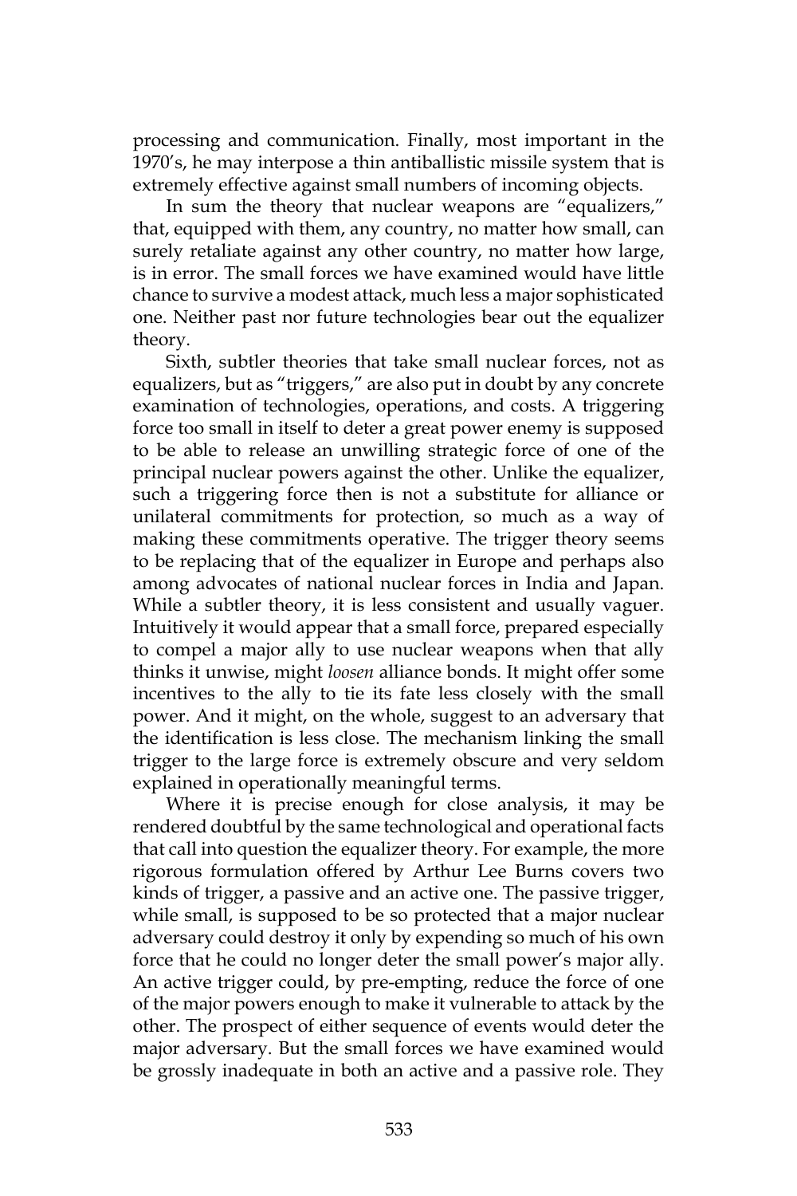processing and communication. Finally, most important in the 1970's, he may interpose a thin antiballistic missile system that is extremely effective against small numbers of incoming objects.

In sum the theory that nuclear weapons are "equalizers," that, equipped with them, any country, no matter how small, can surely retaliate against any other country, no matter how large, is in error. The small forces we have examined would have little chance to survive a modest attack, much less a major sophisticated one. Neither past nor future technologies bear out the equalizer theory.

Sixth, subtler theories that take small nuclear forces, not as equalizers, but as "triggers," are also put in doubt by any concrete examination of technologies, operations, and costs. A triggering force too small in itself to deter a great power enemy is supposed to be able to release an unwilling strategic force of one of the principal nuclear powers against the other. Unlike the equalizer, such a triggering force then is not a substitute for alliance or unilateral commitments for protection, so much as a way of making these commitments operative. The trigger theory seems to be replacing that of the equalizer in Europe and perhaps also among advocates of national nuclear forces in India and Japan. While a subtler theory, it is less consistent and usually vaguer. Intuitively it would appear that a small force, prepared especially to compel a major ally to use nuclear weapons when that ally thinks it unwise, might *loosen* alliance bonds. It might offer some incentives to the ally to tie its fate less closely with the small power. And it might, on the whole, suggest to an adversary that the identification is less close. The mechanism linking the small trigger to the large force is extremely obscure and very seldom explained in operationally meaningful terms.

Where it is precise enough for close analysis, it may be rendered doubtful by the same technological and operational facts that call into question the equalizer theory. For example, the more rigorous formulation offered by Arthur Lee Burns covers two kinds of trigger, a passive and an active one. The passive trigger, while small, is supposed to be so protected that a major nuclear adversary could destroy it only by expending so much of his own force that he could no longer deter the small power's major ally. An active trigger could, by pre-empting, reduce the force of one of the major powers enough to make it vulnerable to attack by the other. The prospect of either sequence of events would deter the major adversary. But the small forces we have examined would be grossly inadequate in both an active and a passive role. They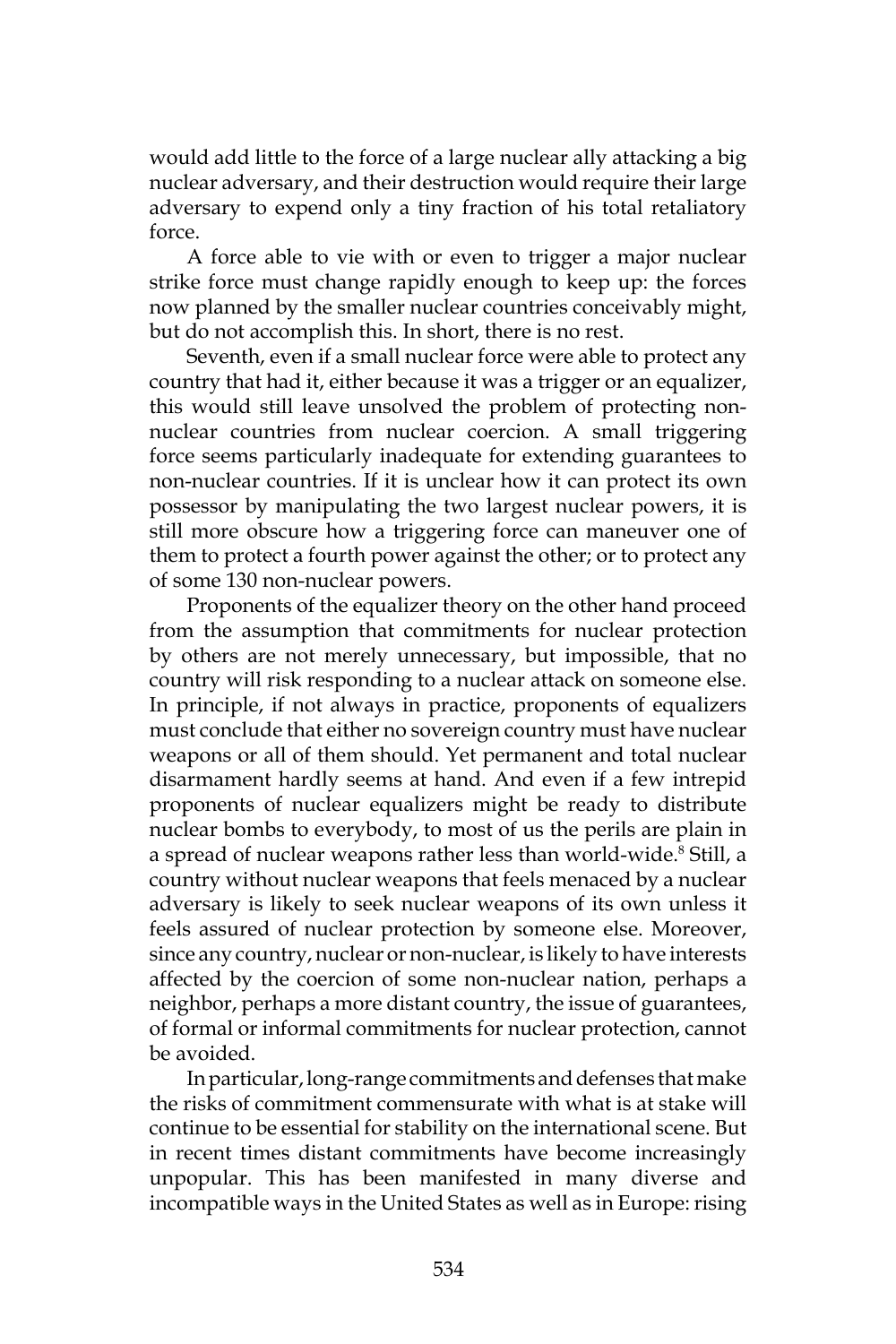would add little to the force of a large nuclear ally attacking a big nuclear adversary, and their destruction would require their large adversary to expend only a tiny fraction of his total retaliatory force.

A force able to vie with or even to trigger a major nuclear strike force must change rapidly enough to keep up: the forces now planned by the smaller nuclear countries conceivably might, but do not accomplish this. In short, there is no rest.

Seventh, even if a small nuclear force were able to protect any country that had it, either because it was a trigger or an equalizer, this would still leave unsolved the problem of protecting non-nuclear countries from nuclear coercion. A small triggering force seems particularly inadequate for extending guarantees to non-nuclear countries. If it is unclear how it can protect its own possessor by manipulating the two largest nuclear powers, it is still more obscure how a triggering force can maneuver one of them to protect a fourth power against the other; or to protect any of some 130 non-nuclear powers.

Proponents of the equalizer theory on the other hand proceed from the assumption that commitments for nuclear protection by others are not merely unnecessary, but impossible, that no country will risk responding to a nuclear attack on someone else. In principle, if not always in practice, proponents of equalizers must conclude that either no sovereign country must have nuclear weapons or all of them should. Yet permanent and total nuclear disarmament hardly seems at hand. And even if a few intrepid proponents of nuclear equalizers might be ready to distribute nuclear bombs to everybody, to most of us the perils are plain in a spread of nuclear weapons rather less than world-wide.[8] Still, a country without nuclear weapons that feels menaced by a nuclear adversary is likely to seek nuclear weapons of its own unless it feels assured of nuclear protection by someone else. Moreover, since any country, nuclear or non-nuclear, is likely to have interests affected by the coercion of some non-nuclear nation, perhaps a neighbor, perhaps a more distant country, the issue of guarantees, of formal or informal commitments for nuclear protection, cannot be avoided.

In particular, long-range commitments and defenses that make the risks of commitment commensurate with what is at stake will continue to be essential for stability on the international scene. But in recent times distant commitments have become increasingly unpopular. This has been manifested in many diverse and incompatible ways in the United States as well as in Europe: rising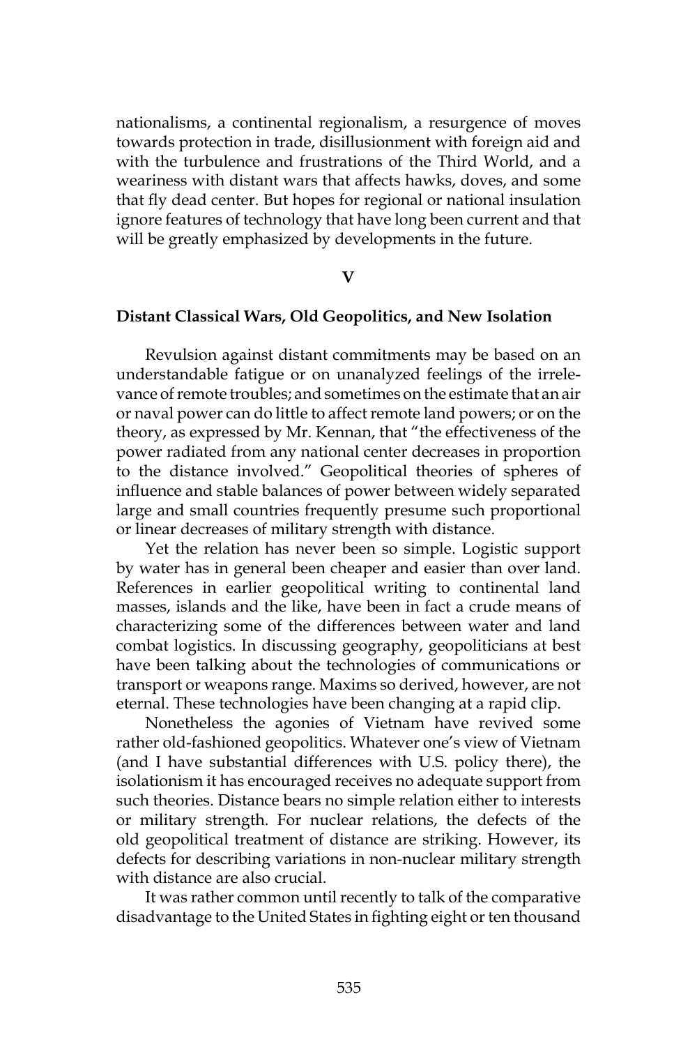nationalisms, a continental regionalism, a resurgence of moves towards protection in trade, disillusionment with foreign aid and with the turbulence and frustrations of the Third World, and a weariness with distant wars that affects hawks, doves, and some that fly dead center. But hopes for regional or national insulation ignore features of technology that have long been current and that will be greatly emphasized by developments in the future.

## V

### Distant Classical Wars, Old Geopolitics, and New Isolation

Revulsion against distant commitments may be based on an understandable fatigue or on unanalyzed feelings of the irrelevance of remote troubles; and sometimes on the estimate that an air or naval power can do little to affect remote land powers; or on the theory, as expressed by Mr. Kennan, that "the effectiveness of the power radiated from any national center decreases in proportion to the distance involved." Geopolitical theories of spheres of influence and stable balances of power between widely separated large and small countries frequently presume such proportional or linear decreases of military strength with distance.

Yet the relation has never been so simple. Logistic support by water has in general been cheaper and easier than over land. References in earlier geopolitical writing to continental land masses, islands and the like, have been in fact a crude means of characterizing some of the differences between water and land combat logistics. In discussing geography, geopoliticians at best have been talking about the technologies of communications or transport or weapons range. Maxims so derived, however, are not eternal. These technologies have been changing at a rapid clip.

Nonetheless the agonies of Vietnam have revived some rather old-fashioned geopolitics. Whatever one's view of Vietnam (and I have substantial differences with U.S. policy there), the isolationism it has encouraged receives no adequate support from such theories. Distance bears no simple relation either to interests or military strength. For nuclear relations, the defects of the old geopolitical treatment of distance are striking. However, its defects for describing variations in non-nuclear military strength with distance are also crucial.

It was rather common until recently to talk of the comparative disadvantage to the United States in fighting eight or ten thousand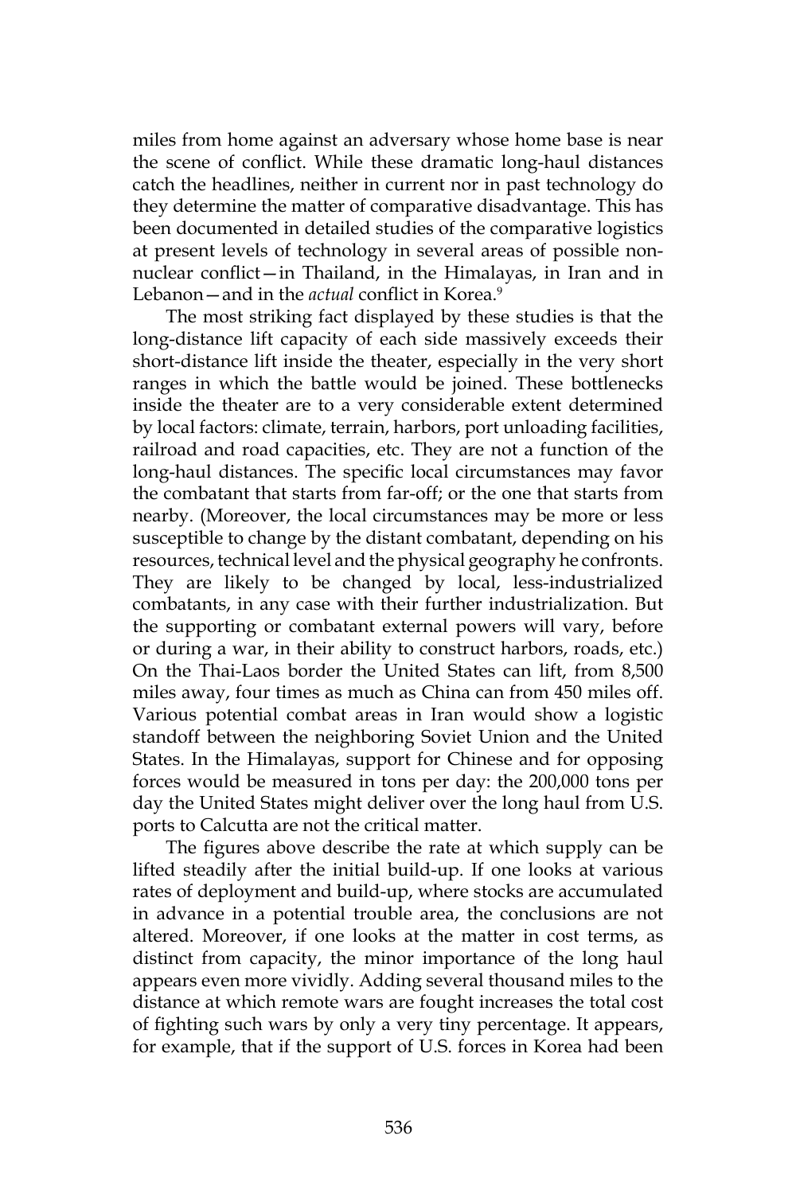miles from home against an adversary whose home base is near the scene of conflict. While these dramatic long-haul distances catch the headlines, neither in current nor in past technology do they determine the matter of comparative disadvantage. This has been documented in detailed studies of the comparative logistics at present levels of technology in several areas of possible non-nuclear conflict—in Thailand, in the Himalayas, in Iran and in Lebanon—and in the *actual* conflict in Korea.[9]

The most striking fact displayed by these studies is that the long-distance lift capacity of each side massively exceeds their short-distance lift inside the theater, especially in the very short ranges in which the battle would be joined. These bottlenecks inside the theater are to a very considerable extent determined by local factors: climate, terrain, harbors, port unloading facilities, railroad and road capacities, etc. They are not a function of the long-haul distances. The specific local circumstances may favor the combatant that starts from far-off; or the one that starts from nearby. (Moreover, the local circumstances may be more or less susceptible to change by the distant combatant, depending on his resources, technical level and the physical geography he confronts. They are likely to be changed by local, less-industrialized combatants, in any case with their further industrialization. But the supporting or combatant external powers will vary, before or during a war, in their ability to construct harbors, roads, etc.) On the Thai-Laos border the United States can lift, from 8,500 miles away, four times as much as China can from 450 miles off. Various potential combat areas in Iran would show a logistic standoff between the neighboring Soviet Union and the United States. In the Himalayas, support for Chinese and for opposing forces would be measured in tons per day: the 200,000 tons per day the United States might deliver over the long haul from U.S. ports to Calcutta are not the critical matter.

The figures above describe the rate at which supply can be lifted steadily after the initial build-up. If one looks at various rates of deployment and build-up, where stocks are accumulated in advance in a potential trouble area, the conclusions are not altered. Moreover, if one looks at the matter in cost terms, as distinct from capacity, the minor importance of the long haul appears even more vividly. Adding several thousand miles to the distance at which remote wars are fought increases the total cost of fighting such wars by only a very tiny percentage. It appears, for example, that if the support of U.S. forces in Korea had been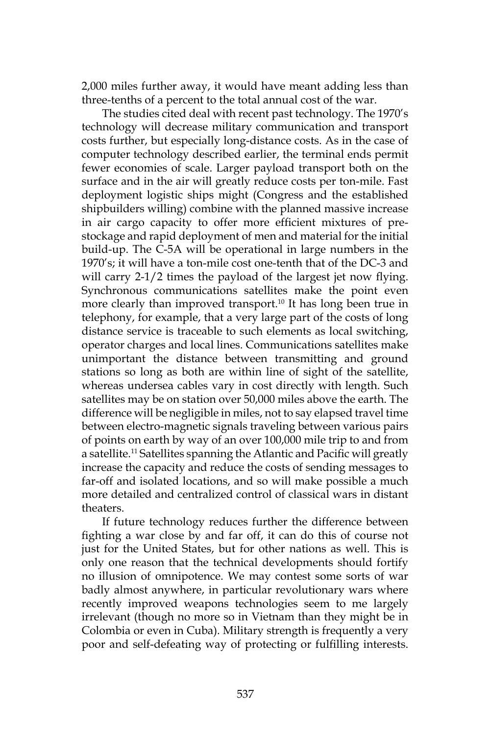2,000 miles further away, it would have meant adding less than three-tenths of a percent to the total annual cost of the war.

The studies cited deal with recent past technology. The 1970's technology will decrease military communication and transport costs further, but especially long-distance costs. As in the case of computer technology described earlier, the terminal ends permit fewer economies of scale. Larger payload transport both on the surface and in the air will greatly reduce costs per ton-mile. Fast deployment logistic ships might (Congress and the established shipbuilders willing) combine with the planned massive increase in air cargo capacity to offer more efficient mixtures of pre-stockage and rapid deployment of men and material for the initial build-up. The C-5A will be operational in large numbers in the 1970's; it will have a ton-mile cost one-tenth that of the DC-3 and will carry 2-1/2 times the payload of the largest jet now flying. Synchronous communications satellites make the point even more clearly than improved transport.[10] It has long been true in telephony, for example, that a very large part of the costs of long distance service is traceable to such elements as local switching, operator charges and local lines. Communications satellites make unimportant the distance between transmitting and ground stations so long as both are within line of sight of the satellite, whereas undersea cables vary in cost directly with length. Such satellites may be on station over 50,000 miles above the earth. The difference will be negligible in miles, not to say elapsed travel time between electro-magnetic signals traveling between various pairs of points on earth by way of an over 100,000 mile trip to and from a satellite.[11] Satellites spanning the Atlantic and Pacific will greatly increase the capacity and reduce the costs of sending messages to far-off and isolated locations, and so will make possible a much more detailed and centralized control of classical wars in distant theaters.

If future technology reduces further the difference between fighting a war close by and far off, it can do this of course not just for the United States, but for other nations as well. This is only one reason that the technical developments should fortify no illusion of omnipotence. We may contest some sorts of war badly almost anywhere, in particular revolutionary wars where recently improved weapons technologies seem to me largely irrelevant (though no more so in Vietnam than they might be in Colombia or even in Cuba). Military strength is frequently a very poor and self-defeating way of protecting or fulfilling interests.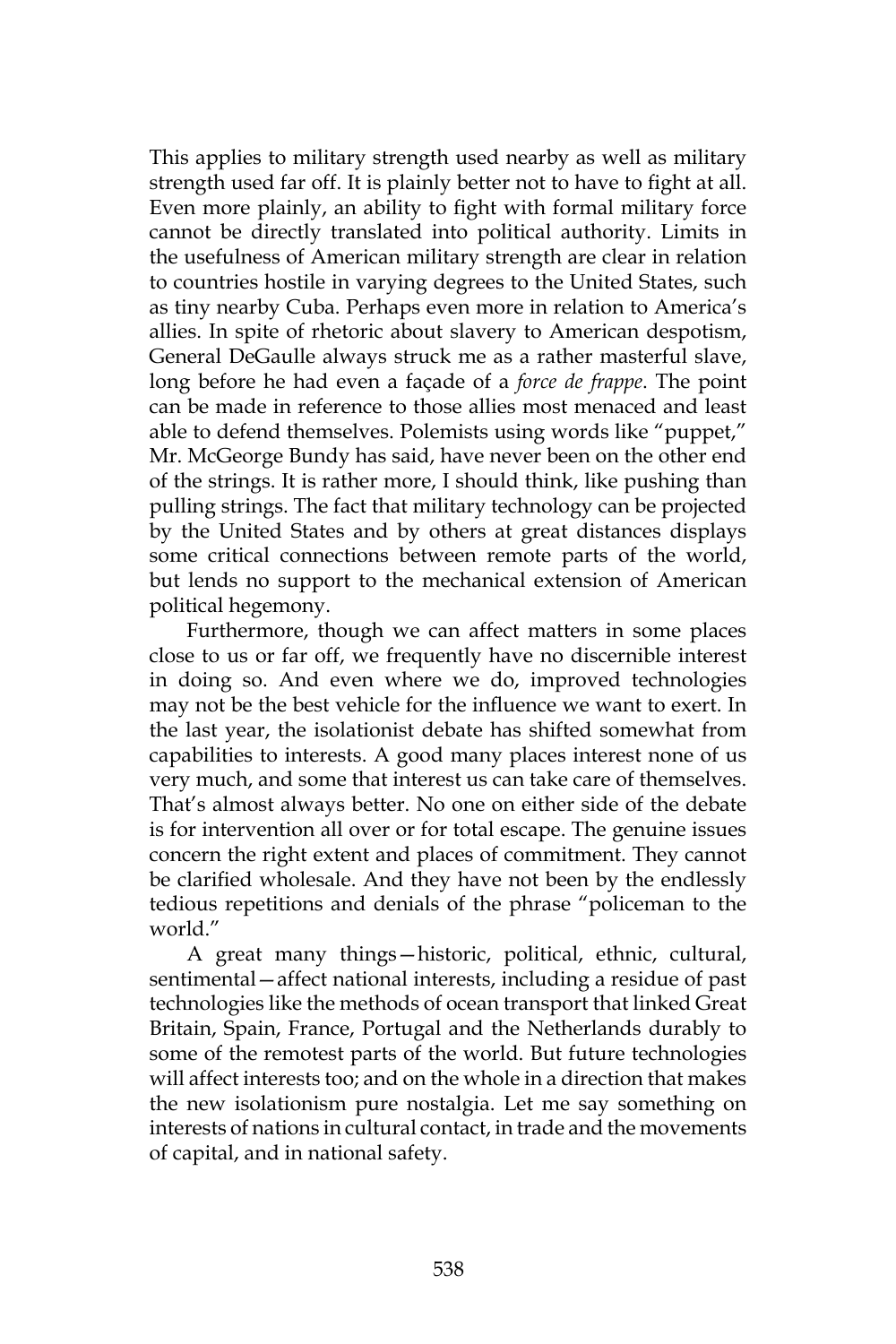This applies to military strength used nearby as well as military strength used far off. It is plainly better not to have to fight at all. Even more plainly, an ability to fight with formal military force cannot be directly translated into political authority. Limits in the usefulness of American military strength are clear in relation to countries hostile in varying degrees to the United States, such as tiny nearby Cuba. Perhaps even more in relation to America's allies. In spite of rhetoric about slavery to American despotism, General DeGaulle always struck me as a rather masterful slave, long before he had even a façade of a *force de frappe*. The point can be made in reference to those allies most menaced and least able to defend themselves. Polemists using words like "puppet," Mr. McGeorge Bundy has said, have never been on the other end of the strings. It is rather more, I should think, like pushing than pulling strings. The fact that military technology can be projected by the United States and by others at great distances displays some critical connections between remote parts of the world, but lends no support to the mechanical extension of American political hegemony.

Furthermore, though we can affect matters in some places close to us or far off, we frequently have no discernible interest in doing so. And even where we do, improved technologies may not be the best vehicle for the influence we want to exert. In the last year, the isolationist debate has shifted somewhat from capabilities to interests. A good many places interest none of us very much, and some that interest us can take care of themselves. That's almost always better. No one on either side of the debate is for intervention all over or for total escape. The genuine issues concern the right extent and places of commitment. They cannot be clarified wholesale. And they have not been by the endlessly tedious repetitions and denials of the phrase "policeman to the world."

A great many things—historic, political, ethnic, cultural, sentimental—affect national interests, including a residue of past technologies like the methods of ocean transport that linked Great Britain, Spain, France, Portugal and the Netherlands durably to some of the remotest parts of the world. But future technologies will affect interests too; and on the whole in a direction that makes the new isolationism pure nostalgia. Let me say something on interests of nations in cultural contact, in trade and the movements of capital, and in national safety.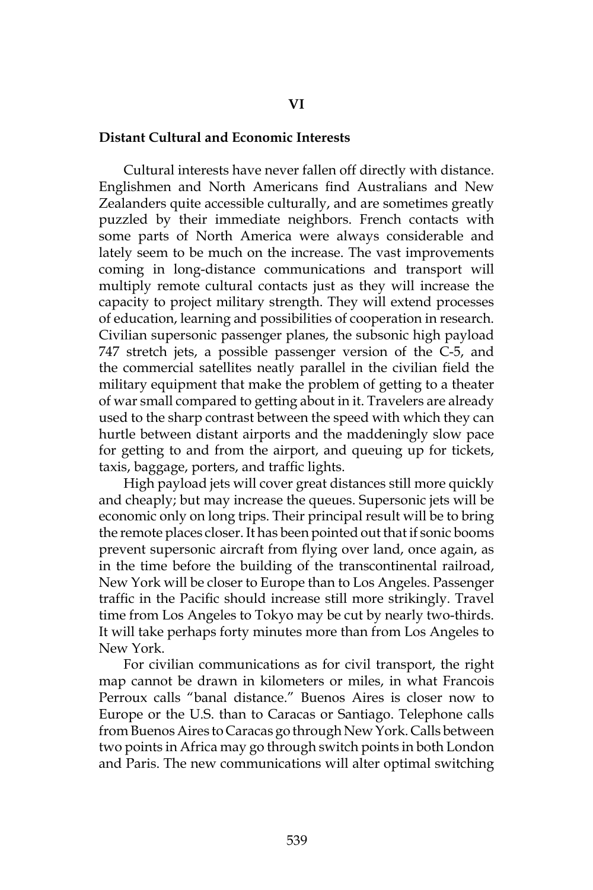# VI

## Distant Cultural and Economic Interests

Cultural interests have never fallen off directly with distance. Englishmen and North Americans find Australians and New Zealanders quite accessible culturally, and are sometimes greatly puzzled by their immediate neighbors. French contacts with some parts of North America were always considerable and lately seem to be much on the increase. The vast improvements coming in long-distance communications and transport will multiply remote cultural contacts just as they will increase the capacity to project military strength. They will extend processes of education, learning and possibilities of cooperation in research. Civilian supersonic passenger planes, the subsonic high payload 747 stretch jets, a possible passenger version of the C-5, and the commercial satellites neatly parallel in the civilian field the military equipment that make the problem of getting to a theater of war small compared to getting about in it. Travelers are already used to the sharp contrast between the speed with which they can hurtle between distant airports and the maddeningly slow pace for getting to and from the airport, and queuing up for tickets, taxis, baggage, porters, and traffic lights.

High payload jets will cover great distances still more quickly and cheaply; but may increase the queues. Supersonic jets will be economic only on long trips. Their principal result will be to bring the remote places closer. It has been pointed out that if sonic booms prevent supersonic aircraft from flying over land, once again, as in the time before the building of the transcontinental railroad, New York will be closer to Europe than to Los Angeles. Passenger traffic in the Pacific should increase still more strikingly. Travel time from Los Angeles to Tokyo may be cut by nearly two-thirds. It will take perhaps forty minutes more than from Los Angeles to New York.

For civilian communications as for civil transport, the right map cannot be drawn in kilometers or miles, in what Francois Perroux calls "banal distance." Buenos Aires is closer now to Europe or the U.S. than to Caracas or Santiago. Telephone calls from Buenos Aires to Caracas go through New York. Calls between two points in Africa may go through switch points in both London and Paris. The new communications will alter optimal switching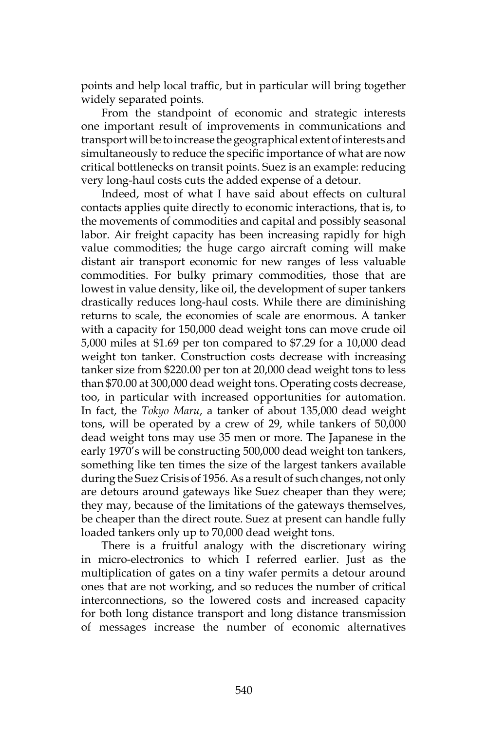points and help local traffic, but in particular will bring together widely separated points.

From the standpoint of economic and strategic interests one important result of improvements in communications and transport will be to increase the geographical extent of interests and simultaneously to reduce the specific importance of what are now critical bottlenecks on transit points. Suez is an example: reducing very long-haul costs cuts the added expense of a detour.

Indeed, most of what I have said about effects on cultural contacts applies quite directly to economic interactions, that is, to the movements of commodities and capital and possibly seasonal labor. Air freight capacity has been increasing rapidly for high value commodities; the huge cargo aircraft coming will make distant air transport economic for new ranges of less valuable commodities. For bulky primary commodities, those that are lowest in value density, like oil, the development of super tankers drastically reduces long-haul costs. While there are diminishing returns to scale, the economies of scale are enormous. A tanker with a capacity for 150,000 dead weight tons can move crude oil 5,000 miles at $1.69 per ton compared to $7.29 for a 10,000 dead weight ton tanker. Construction costs decrease with increasing tanker size from $220.00 per ton at 20,000 dead weight tons to less than $70.00 at 300,000 dead weight tons. Operating costs decrease, too, in particular with increased opportunities for automation. In fact, the *Tokyo Maru*, a tanker of about 135,000 dead weight tons, will be operated by a crew of 29, while tankers of 50,000 dead weight tons may use 35 men or more. The Japanese in the early 1970's will be constructing 500,000 dead weight ton tankers, something like ten times the size of the largest tankers available during the Suez Crisis of 1956. As a result of such changes, not only are detours around gateways like Suez cheaper than they were; they may, because of the limitations of the gateways themselves, be cheaper than the direct route. Suez at present can handle fully loaded tankers only up to 70,000 dead weight tons.

There is a fruitful analogy with the discretionary wiring in micro-electronics to which I referred earlier. Just as the multiplication of gates on a tiny wafer permits a detour around ones that are not working, and so reduces the number of critical interconnections, so the lowered costs and increased capacity for both long distance transport and long distance transmission of messages increase the number of economic alternatives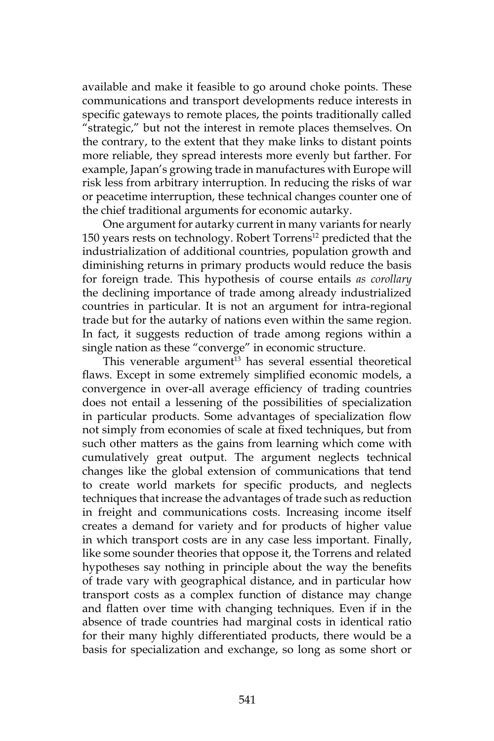available and make it feasible to go around choke points. These communications and transport developments reduce interests in specific gateways to remote places, the points traditionally called "strategic," but not the interest in remote places themselves. On the contrary, to the extent that they make links to distant points more reliable, they spread interests more evenly but farther. For example, Japan's growing trade in manufactures with Europe will risk less from arbitrary interruption. In reducing the risks of war or peacetime interruption, these technical changes counter one of the chief traditional arguments for economic autarky.

One argument for autarky current in many variants for nearly 150 years rests on technology. Robert Torrens[12] predicted that the industrialization of additional countries, population growth and diminishing returns in primary products would reduce the basis for foreign trade. This hypothesis of course entails *as corollary* the declining importance of trade among already industrialized countries in particular. It is not an argument for intra-regional trade but for the autarky of nations even within the same region. In fact, it suggests reduction of trade among regions within a single nation as these "converge" in economic structure.

This venerable argument[13] has several essential theoretical flaws. Except in some extremely simplified economic models, a convergence in over-all average efficiency of trading countries does not entail a lessening of the possibilities of specialization in particular products. Some advantages of specialization flow not simply from economies of scale at fixed techniques, but from such other matters as the gains from learning which come with cumulatively great output. The argument neglects technical changes like the global extension of communications that tend to create world markets for specific products, and neglects techniques that increase the advantages of trade such as reduction in freight and communications costs. Increasing income itself creates a demand for variety and for products of higher value in which transport costs are in any case less important. Finally, like some sounder theories that oppose it, the Torrens and related hypotheses say nothing in principle about the way the benefits of trade vary with geographical distance, and in particular how transport costs as a complex function of distance may change and flatten over time with changing techniques. Even if in the absence of trade countries had marginal costs in identical ratio for their many highly differentiated products, there would be a basis for specialization and exchange, so long as some short or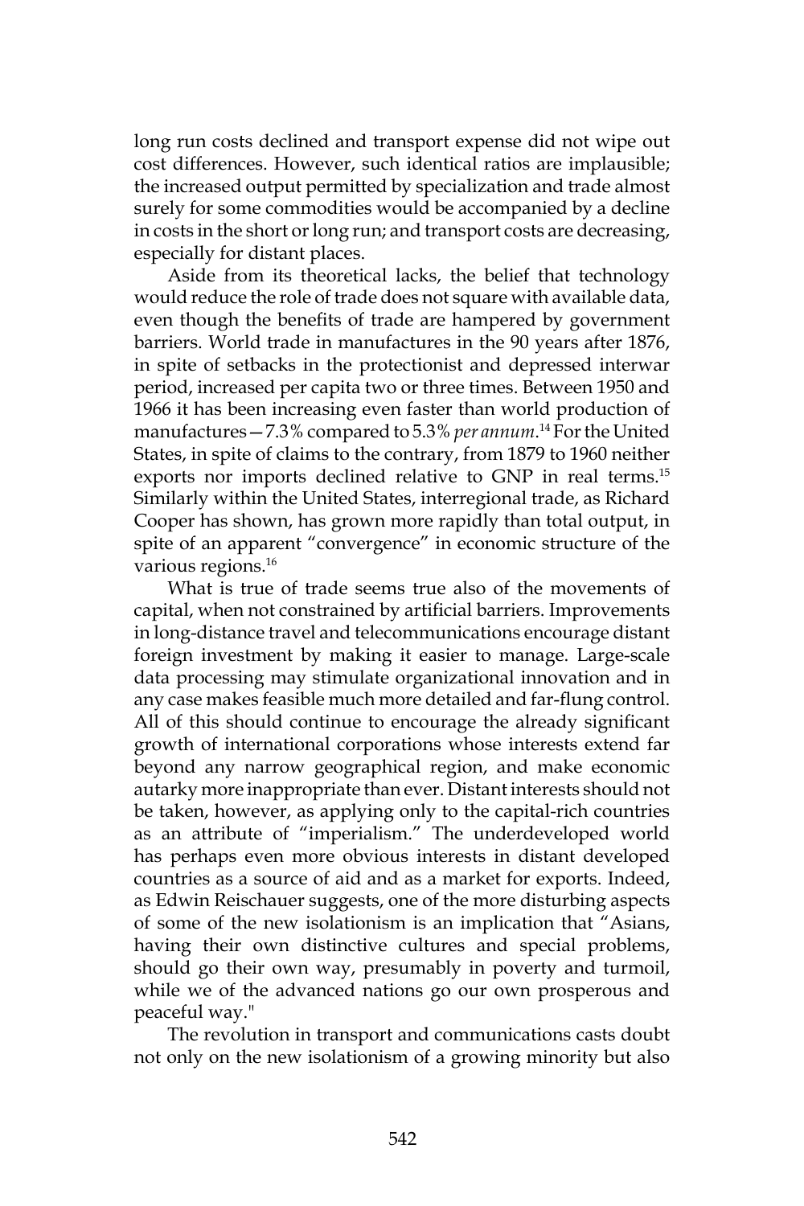long run costs declined and transport expense did not wipe out cost differences. However, such identical ratios are implausible; the increased output permitted by specialization and trade almost surely for some commodities would be accompanied by a decline in costs in the short or long run; and transport costs are decreasing, especially for distant places.

Aside from its theoretical lacks, the belief that technology would reduce the role of trade does not square with available data, even though the benefits of trade are hampered by government barriers. World trade in manufactures in the 90 years after 1876, in spite of setbacks in the protectionist and depressed interwar period, increased per capita two or three times. Between 1950 and 1966 it has been increasing even faster than world production of manufactures—7.3% compared to 5.3% *per annum*.[14] For the United States, in spite of claims to the contrary, from 1879 to 1960 neither exports nor imports declined relative to GNP in real terms.[15] Similarly within the United States, interregional trade, as Richard Cooper has shown, has grown more rapidly than total output, in spite of an apparent "convergence" in economic structure of the various regions.[16]

What is true of trade seems true also of the movements of capital, when not constrained by artificial barriers. Improvements in long-distance travel and telecommunications encourage distant foreign investment by making it easier to manage. Large-scale data processing may stimulate organizational innovation and in any case makes feasible much more detailed and far-flung control. All of this should continue to encourage the already significant growth of international corporations whose interests extend far beyond any narrow geographical region, and make economic autarky more inappropriate than ever. Distant interests should not be taken, however, as applying only to the capital-rich countries as an attribute of "imperialism." The underdeveloped world has perhaps even more obvious interests in distant developed countries as a source of aid and as a market for exports. Indeed, as Edwin Reischauer suggests, one of the more disturbing aspects of some of the new isolationism is an implication that "Asians, having their own distinctive cultures and special problems, should go their own way, presumably in poverty and turmoil, while we of the advanced nations go our own prosperous and peaceful way."

The revolution in transport and communications casts doubt not only on the new isolationism of a growing minority but also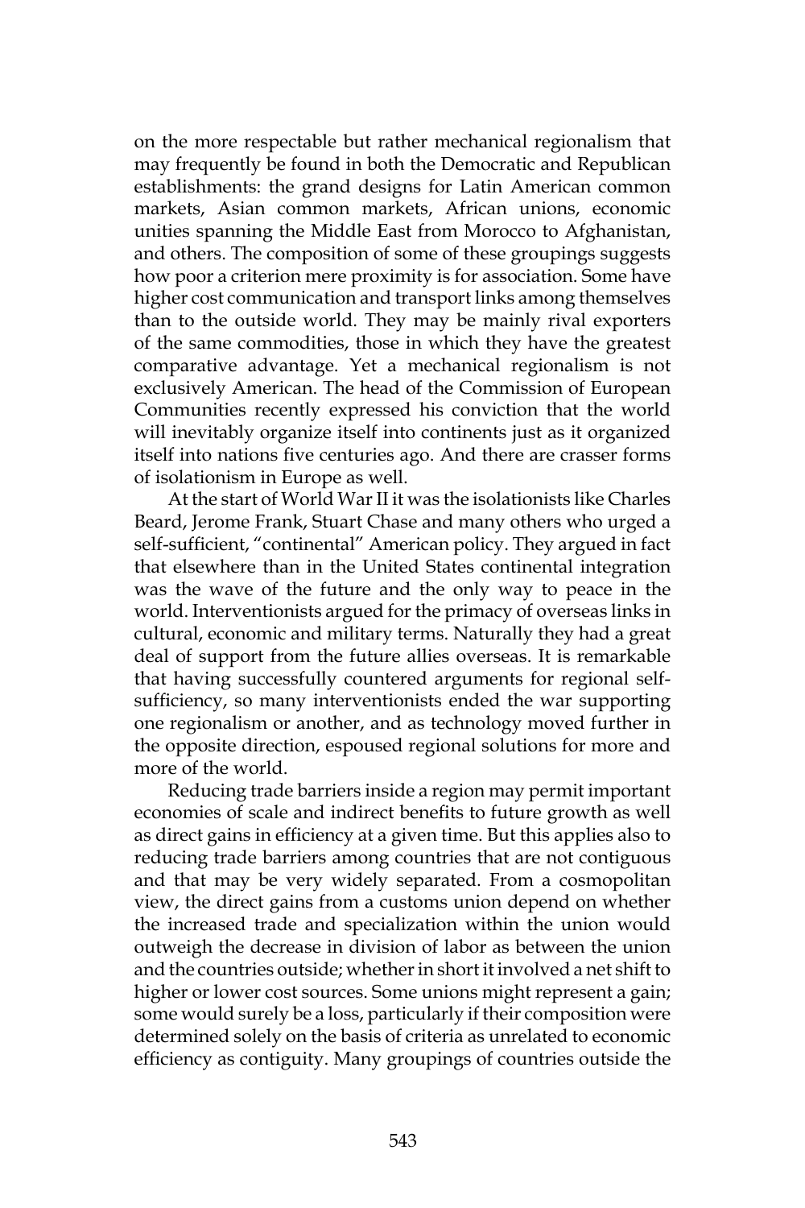on the more respectable but rather mechanical regionalism that may frequently be found in both the Democratic and Republican establishments: the grand designs for Latin American common markets, Asian common markets, African unions, economic unities spanning the Middle East from Morocco to Afghanistan, and others. The composition of some of these groupings suggests how poor a criterion mere proximity is for association. Some have higher cost communication and transport links among themselves than to the outside world. They may be mainly rival exporters of the same commodities, those in which they have the greatest comparative advantage. Yet a mechanical regionalism is not exclusively American. The head of the Commission of European Communities recently expressed his conviction that the world will inevitably organize itself into continents just as it organized itself into nations five centuries ago. And there are crasser forms of isolationism in Europe as well.

At the start of World War II it was the isolationists like Charles Beard, Jerome Frank, Stuart Chase and many others who urged a self-sufficient, "continental" American policy. They argued in fact that elsewhere than in the United States continental integration was the wave of the future and the only way to peace in the world. Interventionists argued for the primacy of overseas links in cultural, economic and military terms. Naturally they had a great deal of support from the future allies overseas. It is remarkable that having successfully countered arguments for regional self-sufficiency, so many interventionists ended the war supporting one regionalism or another, and as technology moved further in the opposite direction, espoused regional solutions for more and more of the world.

Reducing trade barriers inside a region may permit important economies of scale and indirect benefits to future growth as well as direct gains in efficiency at a given time. But this applies also to reducing trade barriers among countries that are not contiguous and that may be very widely separated. From a cosmopolitan view, the direct gains from a customs union depend on whether the increased trade and specialization within the union would outweigh the decrease in division of labor as between the union and the countries outside; whether in short it involved a net shift to higher or lower cost sources. Some unions might represent a gain; some would surely be a loss, particularly if their composition were determined solely on the basis of criteria as unrelated to economic efficiency as contiguity. Many groupings of countries outside the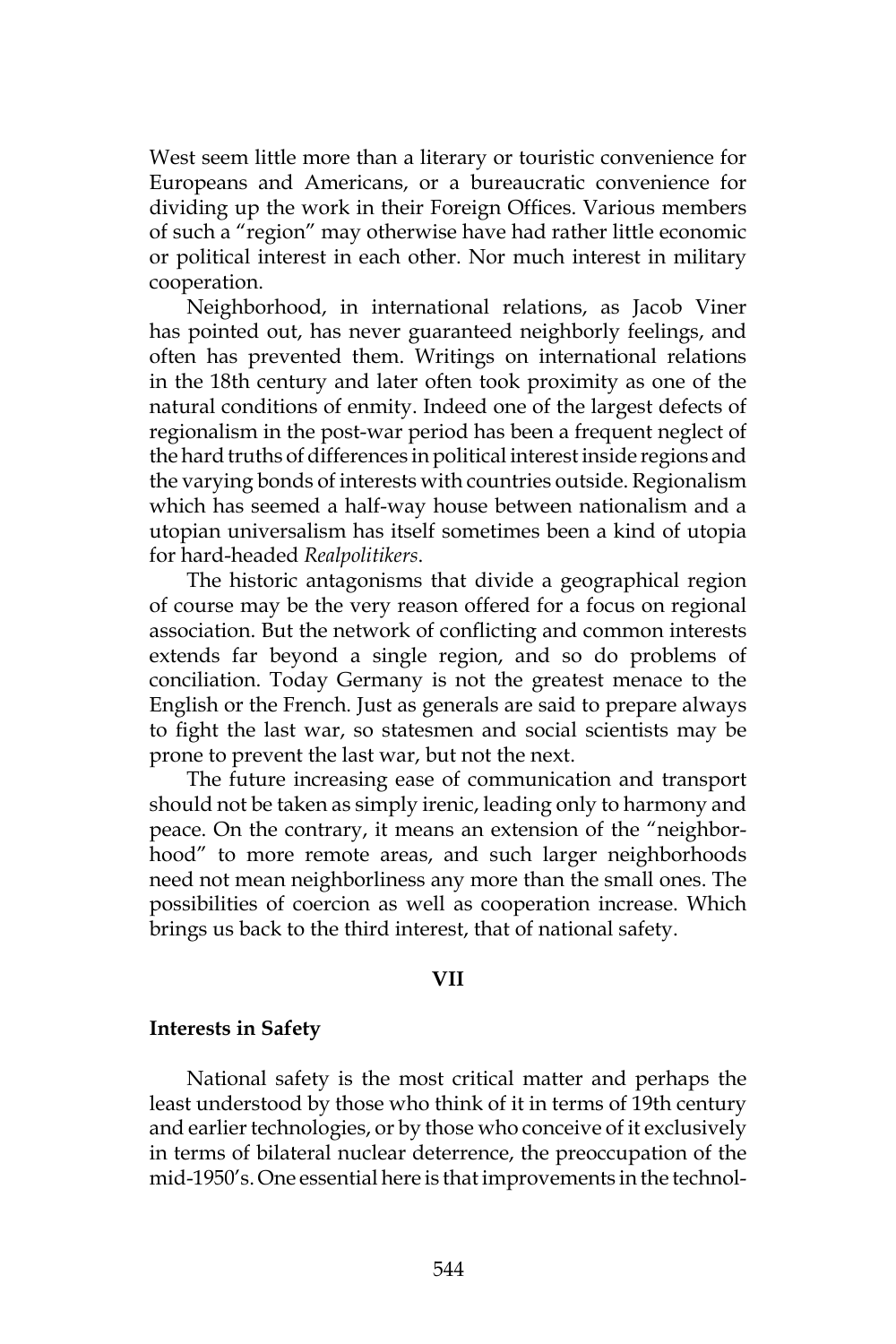West seem little more than a literary or touristic convenience for Europeans and Americans, or a bureaucratic convenience for dividing up the work in their Foreign Offices. Various members of such a "region" may otherwise have had rather little economic or political interest in each other. Nor much interest in military cooperation.

Neighborhood, in international relations, as Jacob Viner has pointed out, has never guaranteed neighborly feelings, and often has prevented them. Writings on international relations in the 18th century and later often took proximity as one of the natural conditions of enmity. Indeed one of the largest defects of regionalism in the post-war period has been a frequent neglect of the hard truths of differences in political interest inside regions and the varying bonds of interests with countries outside. Regionalism which has seemed a half-way house between nationalism and a utopian universalism has itself sometimes been a kind of utopia for hard-headed *Realpolitikers*.

The historic antagonisms that divide a geographical region of course may be the very reason offered for a focus on regional association. But the network of conflicting and common interests extends far beyond a single region, and so do problems of conciliation. Today Germany is not the greatest menace to the English or the French. Just as generals are said to prepare always to fight the last war, so statesmen and social scientists may be prone to prevent the last war, but not the next.

The future increasing ease of communication and transport should not be taken as simply irenic, leading only to harmony and peace. On the contrary, it means an extension of the "neighborhood" to more remote areas, and such larger neighborhoods need not mean neighborliness any more than the small ones. The possibilities of coercion as well as cooperation increase. Which brings us back to the third interest, that of national safety.

## VII

### Interests in Safety

National safety is the most critical matter and perhaps the least understood by those who think of it in terms of 19th century and earlier technologies, or by those who conceive of it exclusively in terms of bilateral nuclear deterrence, the preoccupation of the mid-1950's. One essential here is that improvements in the technol-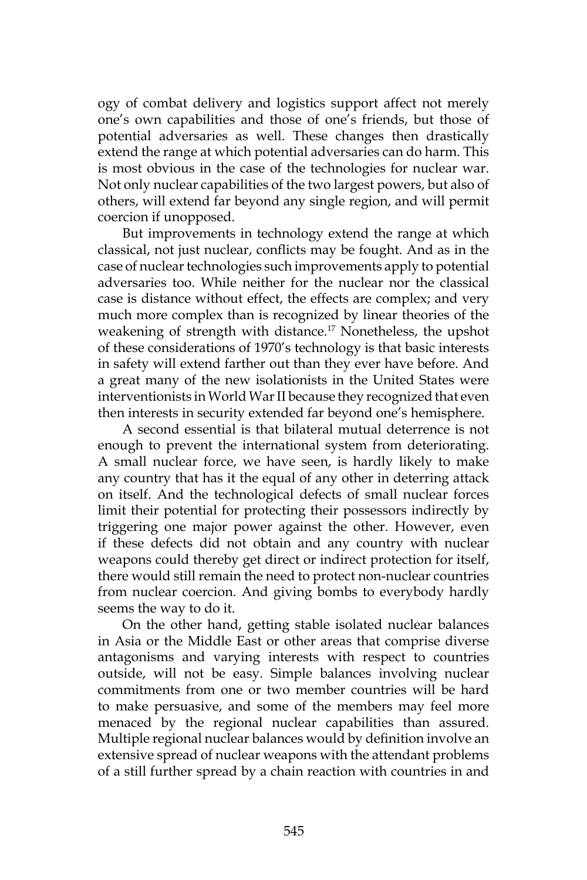ogy of combat delivery and logistics support affect not merely one's own capabilities and those of one's friends, but those of potential adversaries as well. These changes then drastically extend the range at which potential adversaries can do harm. This is most obvious in the case of the technologies for nuclear war. Not only nuclear capabilities of the two largest powers, but also of others, will extend far beyond any single region, and will permit coercion if unopposed.

But improvements in technology extend the range at which classical, not just nuclear, conflicts may be fought. And as in the case of nuclear technologies such improvements apply to potential adversaries too. While neither for the nuclear nor the classical case is distance without effect, the effects are complex; and very much more complex than is recognized by linear theories of the weakening of strength with distance.[17] Nonetheless, the upshot of these considerations of 1970's technology is that basic interests in safety will extend farther out than they ever have before. And a great many of the new isolationists in the United States were interventionists in World War II because they recognized that even then interests in security extended far beyond one's hemisphere.

A second essential is that bilateral mutual deterrence is not enough to prevent the international system from deteriorating. A small nuclear force, we have seen, is hardly likely to make any country that has it the equal of any other in deterring attack on itself. And the technological defects of small nuclear forces limit their potential for protecting their possessors indirectly by triggering one major power against the other. However, even if these defects did not obtain and any country with nuclear weapons could thereby get direct or indirect protection for itself, there would still remain the need to protect non-nuclear countries from nuclear coercion. And giving bombs to everybody hardly seems the way to do it.

On the other hand, getting stable isolated nuclear balances in Asia or the Middle East or other areas that comprise diverse antagonisms and varying interests with respect to countries outside, will not be easy. Simple balances involving nuclear commitments from one or two member countries will be hard to make persuasive, and some of the members may feel more menaced by the regional nuclear capabilities than assured. Multiple regional nuclear balances would by definition involve an extensive spread of nuclear weapons with the attendant problems of a still further spread by a chain reaction with countries in and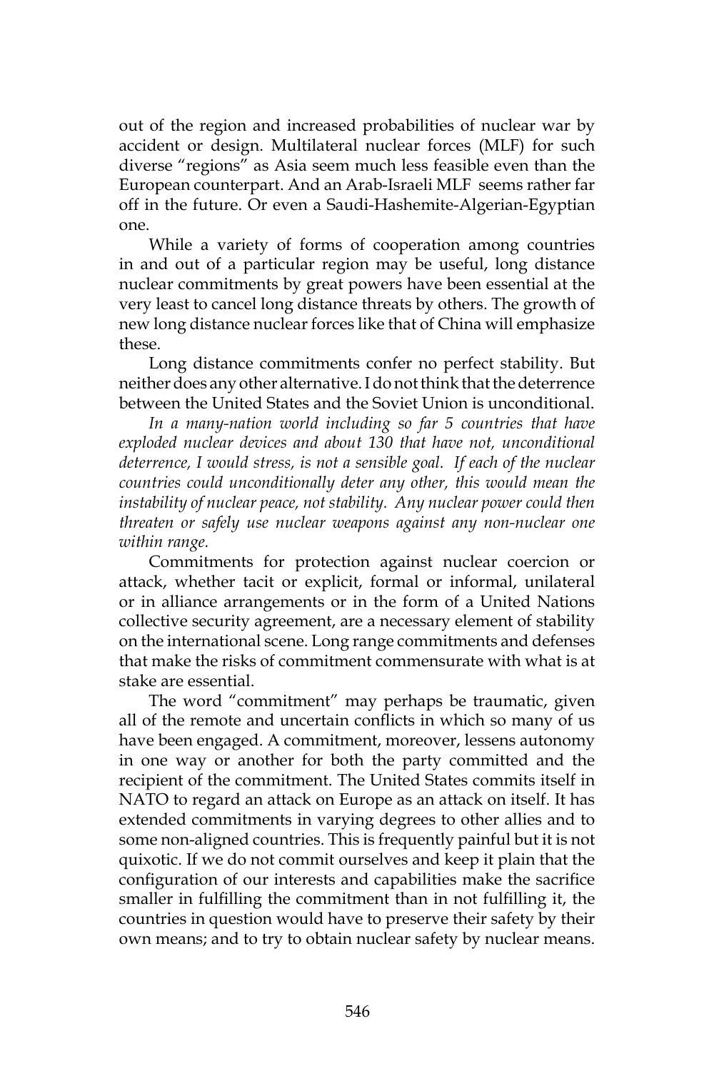out of the region and increased probabilities of nuclear war by accident or design. Multilateral nuclear forces (MLF) for such diverse "regions" as Asia seem much less feasible even than the European counterpart. And an Arab-Israeli MLF seems rather far off in the future. Or even a Saudi-Hashemite-Algerian-Egyptian one.

While a variety of forms of cooperation among countries in and out of a particular region may be useful, long distance nuclear commitments by great powers have been essential at the very least to cancel long distance threats by others. The growth of new long distance nuclear forces like that of China will emphasize these.

Long distance commitments confer no perfect stability. But neither does any other alternative. I do not think that the deterrence between the United States and the Soviet Union is unconditional.

*In a many-nation world including so far 5 countries that have exploded nuclear devices and about 130 that have not, unconditional deterrence, I would stress, is not a sensible goal. If each of the nuclear countries could unconditionally deter any other, this would mean the instability of nuclear peace, not stability. Any nuclear power could then threaten or safely use nuclear weapons against any non-nuclear one within range.*

Commitments for protection against nuclear coercion or attack, whether tacit or explicit, formal or informal, unilateral or in alliance arrangements or in the form of a United Nations collective security agreement, are a necessary element of stability on the international scene. Long range commitments and defenses that make the risks of commitment commensurate with what is at stake are essential.

The word "commitment" may perhaps be traumatic, given all of the remote and uncertain conflicts in which so many of us have been engaged. A commitment, moreover, lessens autonomy in one way or another for both the party committed and the recipient of the commitment. The United States commits itself in NATO to regard an attack on Europe as an attack on itself. It has extended commitments in varying degrees to other allies and to some non-aligned countries. This is frequently painful but it is not quixotic. If we do not commit ourselves and keep it plain that the configuration of our interests and capabilities make the sacrifice smaller in fulfilling the commitment than in not fulfilling it, the countries in question would have to preserve their safety by their own means; and to try to obtain nuclear safety by nuclear means.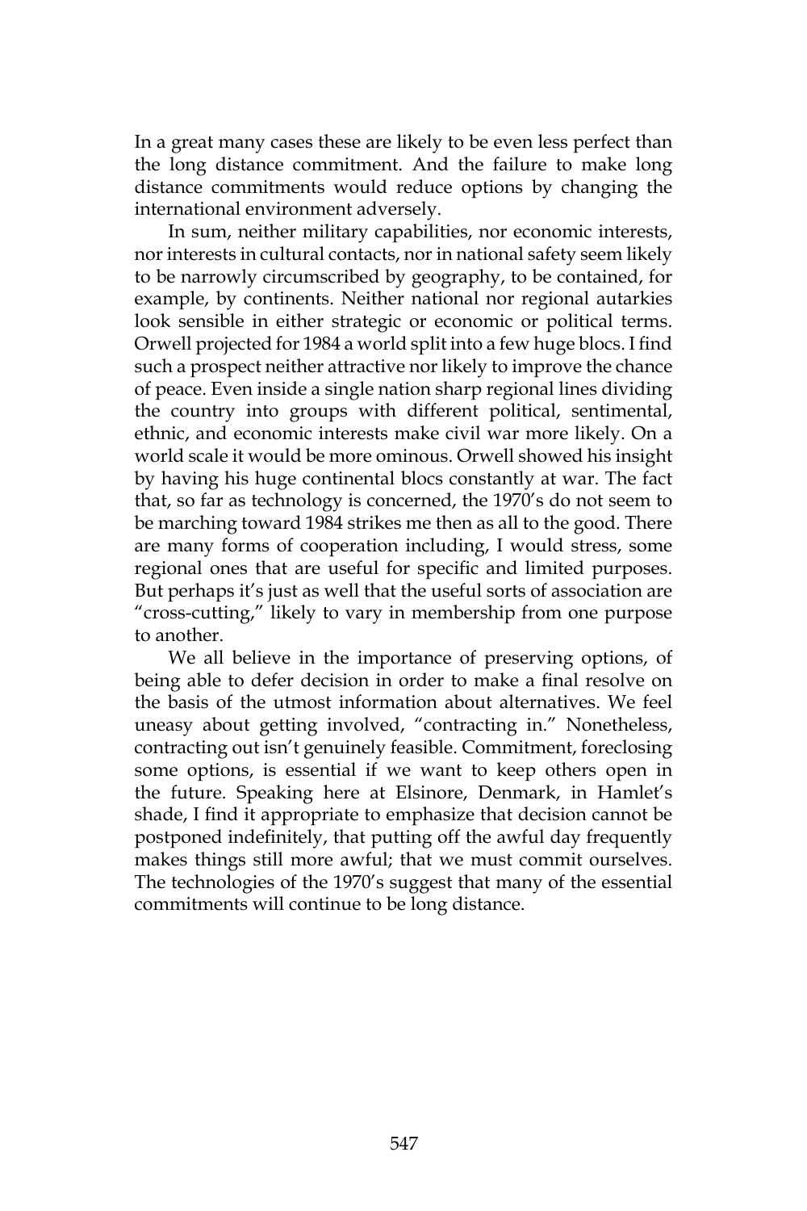In a great many cases these are likely to be even less perfect than the long distance commitment. And the failure to make long distance commitments would reduce options by changing the international environment adversely.

In sum, neither military capabilities, nor economic interests, nor interests in cultural contacts, nor in national safety seem likely to be narrowly circumscribed by geography, to be contained, for example, by continents. Neither national nor regional autarkies look sensible in either strategic or economic or political terms. Orwell projected for 1984 a world split into a few huge blocs. I find such a prospect neither attractive nor likely to improve the chance of peace. Even inside a single nation sharp regional lines dividing the country into groups with different political, sentimental, ethnic, and economic interests make civil war more likely. On a world scale it would be more ominous. Orwell showed his insight by having his huge continental blocs constantly at war. The fact that, so far as technology is concerned, the 1970's do not seem to be marching toward 1984 strikes me then as all to the good. There are many forms of cooperation including, I would stress, some regional ones that are useful for specific and limited purposes. But perhaps it's just as well that the useful sorts of association are "cross-cutting," likely to vary in membership from one purpose to another.

We all believe in the importance of preserving options, of being able to defer decision in order to make a final resolve on the basis of the utmost information about alternatives. We feel uneasy about getting involved, "contracting in." Nonetheless, contracting out isn't genuinely feasible. Commitment, foreclosing some options, is essential if we want to keep others open in the future. Speaking here at Elsinore, Denmark, in Hamlet's shade, I find it appropriate to emphasize that decision cannot be postponed indefinitely, that putting off the awful day frequently makes things still more awful; that we must commit ourselves. The technologies of the 1970's suggest that many of the essential commitments will continue to be long distance.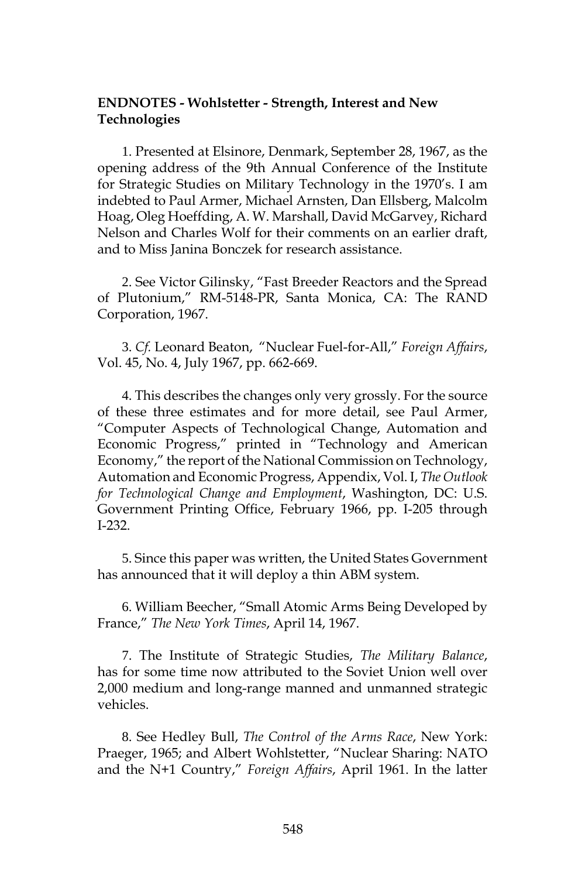**ENDNOTES - Wohlstetter - Strength, Interest and New Technologies**

1. Presented at Elsinore, Denmark, September 28, 1967, as the opening address of the 9th Annual Conference of the Institute for Strategic Studies on Military Technology in the 1970's. I am indebted to Paul Armer, Michael Arnsten, Dan Ellsberg, Malcolm Hoag, Oleg Hoeffding, A. W. Marshall, David McGarvey, Richard Nelson and Charles Wolf for their comments on an earlier draft, and to Miss Janina Bonczek for research assistance.

2. See Victor Gilinsky, "Fast Breeder Reactors and the Spread of Plutonium," RM-5148-PR, Santa Monica, CA: The RAND Corporation, 1967.

3. *Cf.* Leonard Beaton, "Nuclear Fuel-for-All," *Foreign Affairs*, Vol. 45, No. 4, July 1967, pp. 662-669.

4. This describes the changes only very grossly. For the source of these three estimates and for more detail, see Paul Armer, "Computer Aspects of Technological Change, Automation and Economic Progress," printed in "Technology and American Economy," the report of the National Commission on Technology, Automation and Economic Progress, Appendix, Vol. I, *The Outlook for Technological Change and Employment*, Washington, DC: U.S. Government Printing Office, February 1966, pp. I-205 through I-232.

5. Since this paper was written, the United States Government has announced that it will deploy a thin ABM system.

6. William Beecher, "Small Atomic Arms Being Developed by France," *The New York Times*, April 14, 1967.

7. The Institute of Strategic Studies, *The Military Balance*, has for some time now attributed to the Soviet Union well over 2,000 medium and long-range manned and unmanned strategic vehicles.

8. See Hedley Bull, *The Control of the Arms Race*, New York: Praeger, 1965; and Albert Wohlstetter, "Nuclear Sharing: NATO and the N+1 Country," *Foreign Affairs*, April 1961. In the latter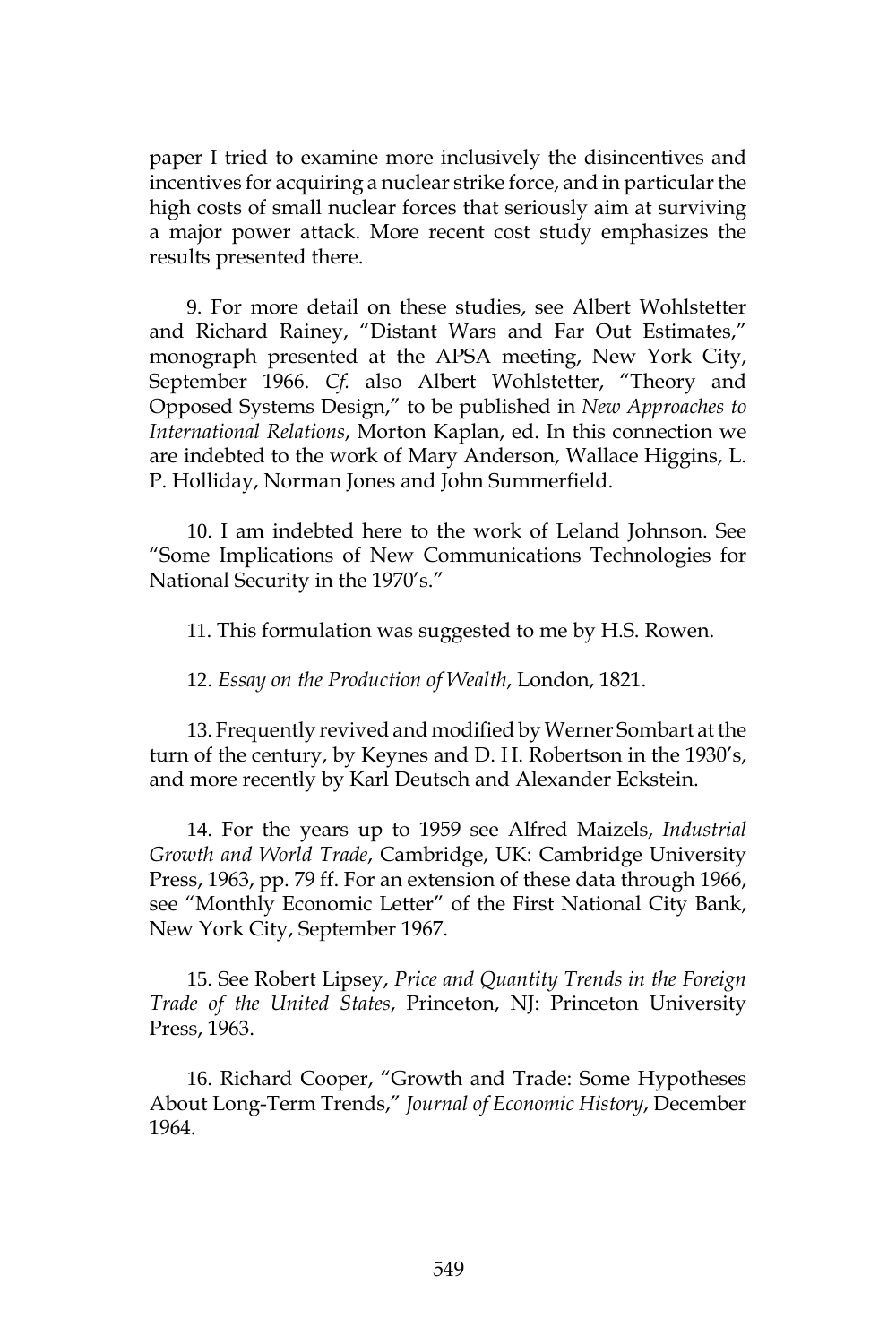paper I tried to examine more inclusively the disincentives and incentives for acquiring a nuclear strike force, and in particular the high costs of small nuclear forces that seriously aim at surviving a major power attack. More recent cost study emphasizes the results presented there.

9. For more detail on these studies, see Albert Wohlstetter and Richard Rainey, "Distant Wars and Far Out Estimates," monograph presented at the APSA meeting, New York City, September 1966. *Cf.* also Albert Wohlstetter, "Theory and Opposed Systems Design," to be published in *New Approaches to International Relations*, Morton Kaplan, ed. In this connection we are indebted to the work of Mary Anderson, Wallace Higgins, L. P. Holliday, Norman Jones and John Summerfield.

10. I am indebted here to the work of Leland Johnson. See "Some Implications of New Communications Technologies for National Security in the 1970's."

11. This formulation was suggested to me by H.S. Rowen.

12. *Essay on the Production of Wealth*, London, 1821.

13. Frequently revived and modified by Werner Sombart at the turn of the century, by Keynes and D. H. Robertson in the 1930's, and more recently by Karl Deutsch and Alexander Eckstein.

14. For the years up to 1959 see Alfred Maizels, *Industrial Growth and World Trade*, Cambridge, UK: Cambridge University Press, 1963, pp. 79 ff. For an extension of these data through 1966, see "Monthly Economic Letter" of the First National City Bank, New York City, September 1967.

15. See Robert Lipsey, *Price and Quantity Trends in the Foreign Trade of the United States*, Princeton, NJ: Princeton University Press, 1963.

16. Richard Cooper, "Growth and Trade: Some Hypotheses About Long-Term Trends," *Journal of Economic History*, December 1964.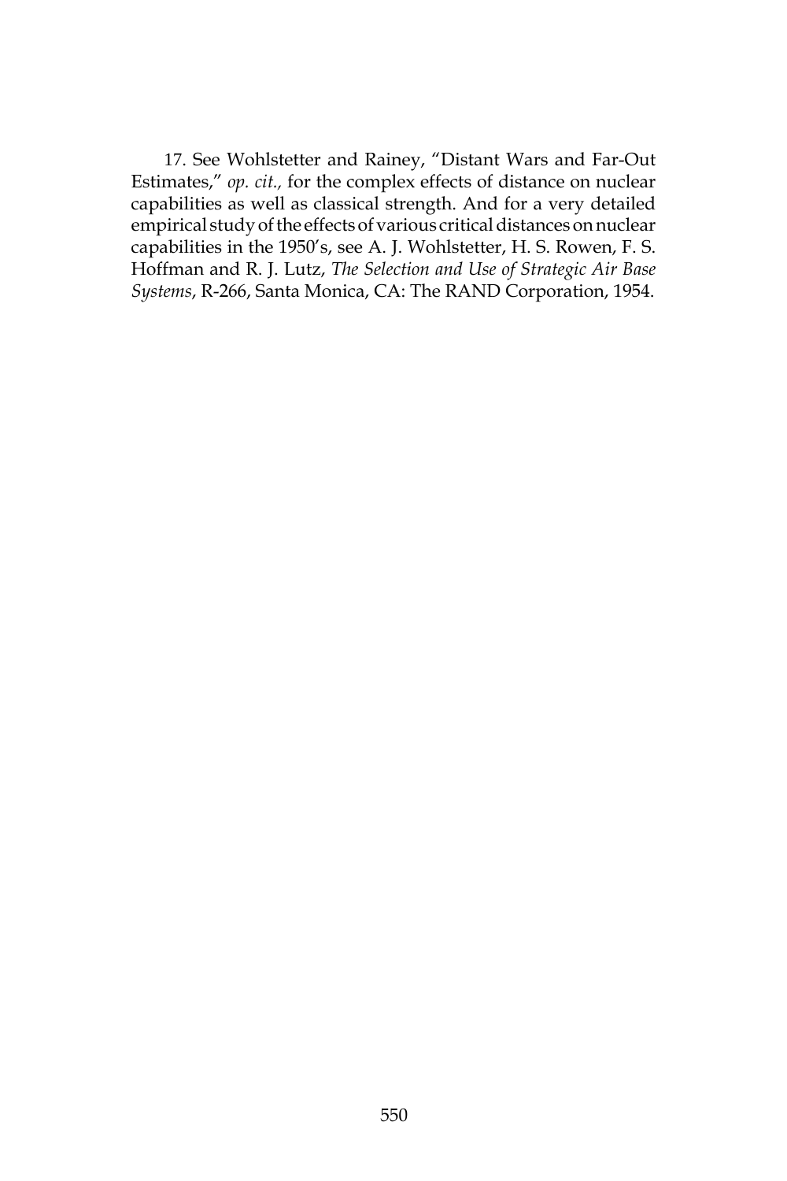17. See Wohlstetter and Rainey, "Distant Wars and Far-Out Estimates," *op. cit.,* for the complex effects of distance on nuclear capabilities as well as classical strength. And for a very detailed empirical study of the effects of various critical distances on nuclear capabilities in the 1950's, see A. J. Wohlstetter, H. S. Rowen, F. S. Hoffman and R. J. Lutz, *The Selection and Use of Strategic Air Base Systems*, R-266, Santa Monica, CA: The RAND Corporation, 1954.